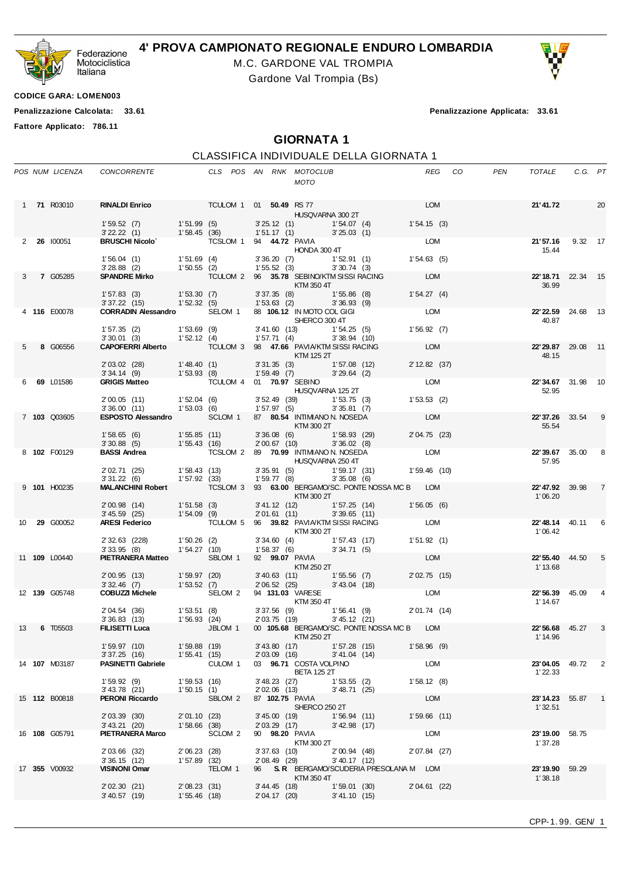# 4' PROVA CAMPIONATO REGIONALE ENDURO LOMBARDIA

M.C. GARDONE VAL TROMPIA

Gardone Val Trompia (Bs)

**CODICE GARA: LOMEN003**

**Penalizzazione Calcolata: 33.61** | **Penalizzazione Applicata: 33.61**

**Fattore Applicato: 786.11**

## GIORNATA 1

### CLASSIFICA INDIVIDUALE DELLA GIORNATA 1

| POS | NUM | LICENZA | CONCORRENTE | CLS | POS | AN | RNK | MOTOCLUB / MOTO | REG | CO | PEN | TOTALE | C.G. | PT |
|---|---|---|---|---|---|---|---|---|---|---|---|---|---|---|
| 1 | **71** | R03010 | **RINALDI Enrico** | TCULOM | 1 | 01 | **50.49** | RS 77 / HUSQVARNA 300 2T | LOM | | | **21'41.72** | | 20 |
| | | | 1'59.52 (7) · 1'51.99 (5) · 3'25.12 (1) · 1'54.07 (4) · 1'54.15 (3) · 3'22.22 (1) · 1'58.45 (36) · 1'51.17 (1) · 3'25.03 (1) | | | | | | | | | | | |
| 2 | **26** | I00051 | **BRUSCHI Nicolo`** | TCSLOM | 1 | 94 | **44.72** | PAVIA / HONDA 300 4T | LOM | | | **21'57.16** 15.44 | 9.32 | 17 |
| | | | 1'56.04 (1) · 1'51.69 (4) · 3'36.20 (7) · 1'52.91 (1) · 1'54.63 (5) · 3'28.88 (2) · 1'50.55 (2) · 1'55.52 (3) · 3'30.74 (3) | | | | | | | | | | | |
| 3 | **7** | G05285 | **SPANDRE Mirko** | TCULOM | 2 | 96 | **35.78** | SEBINO/KTM SISSI RACING / KTM 350 4T | LOM | | | **22'18.71** 36.99 | 22.34 | 15 |
| | | | 1'57.83 (3) · 1'53.30 (7) · 3'37.35 (8) · 1'55.86 (8) · 1'54.27 (4) · 3'37.22 (15) · 1'52.32 (5) · 1'53.63 (2) · 3'36.93 (9) | | | | | | | | | | | |
| 4 | **116** | E00078 | **CORRADIN Alessandro** | SELOM | 1 | 88 | **106.12** | IN MOTO COL GIGI / SHERCO 300 4T | LOM | | | **22'22.59** 40.87 | 24.68 | 13 |
| | | | 1'57.35 (2) · 1'53.69 (9) · 3'41.60 (13) · 1'54.25 (5) · 1'56.92 (7) · 3'30.01 (3) · 1'52.12 (4) · 1'57.71 (4) · 3'38.94 (10) | | | | | | | | | | | |
| 5 | **8** | G06556 | **CAPOFERRI Alberto** | TCULOM | 3 | 98 | **47.66** | PAVIA/KTM SISSI RACING / KTM 125 2T | LOM | | | **22'29.87** 48.15 | 29.08 | 11 |
| | | | 2'03.02 (28) · 1'48.40 (1) · 3'31.35 (3) · 1'57.08 (12) · 2'12.82 (37) · 3'34.14 (9) · 1'53.93 (8) · 1'59.49 (7) · 3'29.64 (2) | | | | | | | | | | | |
| 6 | **69** | L01586 | **GRIGIS Matteo** | TCULOM | 4 | 01 | **70.97** | SEBINO / HUSQVARNA 125 2T | LOM | | | **22'34.67** 52.95 | 31.98 | 10 |
| | | | 2'00.05 (11) · 1'52.04 (6) · 3'52.49 (39) · 1'53.75 (3) · 1'53.53 (2) · 3'36.00 (11) · 1'53.03 (6) · 1'57.97 (5) · 3'35.81 (7) | | | | | | | | | | | |
| 7 | **103** | Q03605 | **ESPOSTO Alessandro** | SCLOM | 1 | 87 | **80.54** | INTIMIANO N. NOSEDA / KTM 300 2T | LOM | | | **22'37.26** 55.54 | 33.54 | 9 |
| | | | 1'58.65 (6) · 1'55.85 (11) · 3'36.08 (6) · 1'58.93 (29) · 2'04.75 (23) · 3'30.88 (5) · 1'55.43 (16) · 2'00.67 (10) · 3'36.02 (8) | | | | | | | | | | | |
| 8 | **102** | F00129 | **BASSI Andrea** | TCSLOM | 2 | 89 | **70.99** | INTIMIANO N. NOSEDA / HUSQVARNA 250 4T | LOM | | | **22'39.67** 57.95 | 35.00 | 8 |
| | | | 2'02.71 (25) · 1'58.43 (13) · 3'35.91 (5) · 1'59.17 (31) · 1'59.46 (10) · 3'31.22 (6) · 1'57.92 (33) · 1'59.77 (8) · 3'35.08 (6) | | | | | | | | | | | |
| 9 | **101** | H00235 | **MALANCHINI Robert** | TCSLOM | 3 | 93 | **63.00** | BERGAMO/SC. PONTE NOSSA MC B / KTM 300 2T | LOM | | | **22'47.92** 1'06.20 | 39.98 | 7 |
| | | | 2'00.98 (14) · 1'51.58 (3) · 3'41.12 (12) · 1'57.25 (14) · 1'56.05 (6) · 3'45.59 (25) · 1'54.09 (9) · 2'01.61 (11) · 3'39.65 (11) | | | | | | | | | | | |
| 10 | **29** | G00052 | **ARESI Federico** | TCULOM | 5 | 96 | **39.82** | PAVIA/KTM SISSI RACING / KTM 300 2T | LOM | | | **22'48.14** 1'06.42 | 40.11 | 6 |
| | | | 2'32.63 (228) · 1'50.26 (2) · 3'34.60 (4) · 1'57.43 (17) · 1'51.92 (1) · 3'33.95 (8) · 1'54.27 (10) · 1'58.37 (6) · 3'34.71 (5) | | | | | | | | | | | |
| 11 | **109** | L00440 | **PIETRANERA Matteo** | SBLOM | 1 | 92 | **99.07** | PAVIA / KTM 250 2T | LOM | | | **22'55.40** 1'13.68 | 44.50 | 5 |
| | | | 2'00.95 (13) · 1'59.97 (20) · 3'40.63 (11) · 1'55.56 (7) · 2'02.75 (15) · 3'32.46 (7) · 1'53.52 (7) · 2'06.52 (25) · 3'43.04 (18) | | | | | | | | | | | |
| 12 | **139** | G05748 | **COBUZZI Michele** | SELOM | 2 | 94 | **131.03** | VARESE / KTM 350 4T | LOM | | | **22'56.39** 1'14.67 | 45.09 | 4 |
| | | | 2'04.54 (36) · 1'53.51 (8) · 3'37.56 (9) · 1'56.41 (9) · 2'01.74 (14) · 3'36.83 (13) · 1'56.93 (24) · 2'03.75 (19) · 3'45.12 (21) | | | | | | | | | | | |
| 13 | **6** | T05503 | **FILISETTI Luca** | JBLOM | 1 | 00 | **105.68** | BERGAMO/SC. PONTE NOSSA MC B / KTM 250 2T | LOM | | | **22'56.68** 1'14.96 | 45.27 | 3 |
| | | | 1'59.97 (10) · 1'59.88 (19) · 3'43.80 (17) · 1'57.28 (15) · 1'58.96 (9) · 3'37.25 (16) · 1'55.41 (15) · 2'03.09 (16) · 3'41.04 (14) | | | | | | | | | | | |
| 14 | **107** | M03187 | **PASINETTI Gabriele** | CULOM | 1 | 03 | **96.71** | COSTA VOLPINO / BETA 125 2T | LOM | | | **23'04.05** 1'22.33 | 49.72 | 2 |
| | | | 1'59.92 (9) · 1'59.53 (16) · 3'48.23 (27) · 1'53.55 (2) · 1'58.12 (8) · 3'43.78 (21) · 1'50.15 (1) · 2'02.06 (13) · 3'48.71 (25) | | | | | | | | | | | |
| 15 | **112** | B00818 | **PERONI Riccardo** | SBLOM | 2 | 87 | **102.75** | PAVIA / SHERCO 250 2T | LOM | | | **23'14.23** 1'32.51 | 55.87 | 1 |
| | | | 2'03.39 (30) · 2'01.10 (23) · 3'45.00 (19) · 1'56.94 (11) · 1'59.66 (11) · 3'43.21 (20) · 1'58.66 (38) · 2'03.29 (17) · 3'42.98 (17) | | | | | | | | | | | |
| 16 | **108** | G05791 | **PIETRANERA Marco** | SCLOM | 2 | 90 | **98.20** | PAVIA / KTM 300 2T | LOM | | | **23'19.00** 1'37.28 | 58.75 | |
| | | | 2'03.66 (32) · 2'06.23 (28) · 3'37.63 (10) · 2'00.94 (48) · 2'07.84 (27) · 3'36.15 (12) · 1'57.89 (32) · 2'08.49 (29) · 3'40.17 (12) | | | | | | | | | | | |
| 17 | **355** | V00932 | **VISINONI Omar** | TELOM | 1 | 96 | **S. R** | BERGAMO/SCUDERIA PRESOLANA M / KTM 350 4T | LOM | | | **23'19.90** 1'38.18 | 59.29 | |
| | | | 2'02.30 (21) · 2'08.23 (31) · 3'44.45 (18) · 1'59.01 (30) · 2'04.61 (22) · 3'40.57 (19) · 1'55.46 (18) · 2'04.17 (20) · 3'41.10 (15) | | | | | | | | | | | |

CPP-1.99. GEN/ 1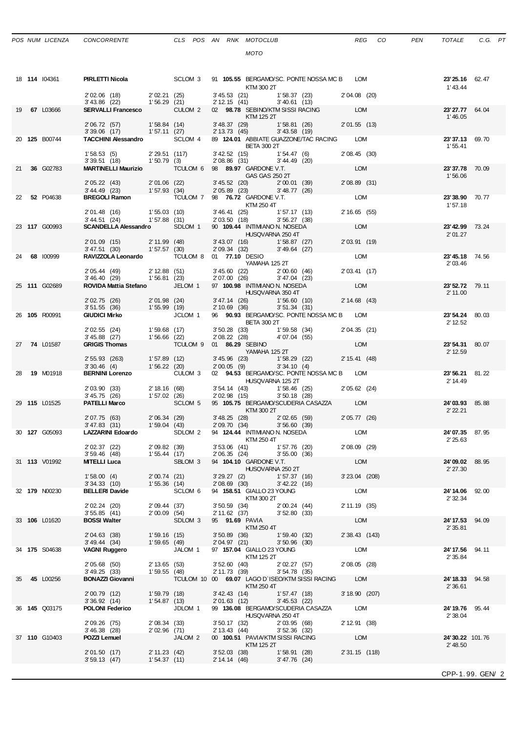| POS | NUM | LICENZA | CONCORRENTE | CLS | POS | AN | RNK | MOTOCLUB / MOTO | REG | CO | PEN | TOTALE | C.G. | PT |
|---|---|---|---|---|---|---|---|---|---|---|---|---|---|---|
| 18 | **114** | I04361 | **PIRLETTI Nicola** | SCLOM | 3 | 91 | **105.55** | BERGAMO/SC. PONTE NOSSA MC B / KTM 300 2T | LOM | | | **23'25.16** 1'43.44 | 62.47 | |
| | | | 2'02.06 (18) 3'43.86 (22) | 2'02.21 (25) 1'56.29 (21) | | | | 3'45.53 (21) 2'12.15 (41) 1'58.37 (23) 3'40.61 (13) | 2'04.08 (20) | | | | | |
| 19 | **67** | L03666 | **SERVALLI Francesco** | CULOM | 2 | 02 | **98.78** | SEBINO/KTM SISSI RACING / KTM 125 2T | LOM | | | **23'27.77** 1'46.05 | 64.04 | |
| | | | 2'06.72 (57) 3'39.06 (17) | 1'58.84 (14) 1'57.11 (27) | | | | 3'48.37 (29) 2'13.73 (45) 1'58.81 (26) 3'43.58 (19) | 2'01.55 (13) | | | | | |
| 20 | **125** | B00744 | **TACCHINI Alessandro** | SCLOM | 4 | 89 | **124.01** | ABBIATE GUAZZONE/TAC RACING / BETA 300 2T | LOM | | | **23'37.13** 1'55.41 | 69.70 | |
| | | | 1'58.53 (5) 3'39.51 (18) | 2'29.51 (117) 1'50.79 (3) | | | | 3'42.52 (15) 2'08.86 (31) 1'54.47 (6) 3'44.49 (20) | 2'08.45 (30) | | | | | |
| 21 | **36** | G02783 | **MARTINELLI Maurizio** | TCULOM | 6 | 98 | **89.97** | GARDONE V.T. / GAS GAS 250 2T | LOM | | | **23'37.78** 1'56.06 | 70.09 | |
| | | | 2'05.22 (43) 3'44.49 (23) | 2'01.06 (22) 1'57.93 (34) | | | | 3'45.52 (20) 2'05.89 (23) 2'00.01 (39) 3'48.77 (26) | 2'08.89 (31) | | | | | |
| 22 | **52** | P04638 | **BREGOLI Ramon** | TCULOM | 7 | 98 | **76.72** | GARDONE V.T. / KTM 250 4T | LOM | | | **23'38.90** 1'57.18 | 70.77 | |
| | | | 2'01.48 (16) 3'44.51 (24) | 1'55.03 (10) 1'57.88 (31) | | | | 3'46.41 (25) 2'03.50 (18) 1'57.17 (13) 3'56.27 (38) | 2'16.65 (55) | | | | | |
| 23 | **117** | G00993 | **SCANDELLA Alessandro** | SDLOM | 1 | 90 | **109.44** | INTIMIANO N. NOSEDA / HUSQVARNA 250 4T | LOM | | | **23'42.99** 2'01.27 | 73.24 | |
| | | | 2'01.09 (15) 3'47.51 (30) | 2'11.99 (48) 1'57.57 (30) | | | | 3'43.07 (16) 2'09.34 (32) 1'58.87 (27) 3'49.64 (27) | 2'03.91 (19) | | | | | |
| 24 | **68** | I00999 | **RAVIZZOLA Leonardo** | TCULOM | 8 | 01 | **77.10** | DESIO / YAMAHA 125 2T | LOM | | | **23'45.18** 2'03.46 | 74.56 | |
| | | | 2'05.44 (49) 3'46.40 (29) | 2'12.88 (51) 1'56.81 (23) | | | | 3'45.60 (22) 2'07.00 (26) 2'00.60 (46) 3'47.04 (23) | 2'03.41 (17) | | | | | |
| 25 | **111** | G02689 | **ROVIDA Mattia Stefano** | JELOM | 1 | 97 | **100.98** | INTIMIANO N. NOSEDA / HUSQVARNA 350 4T | LOM | | | **23'52.72** 2'11.00 | 79.11 | |
| | | | 2'02.75 (26) 3'51.55 (36) | 2'01.98 (24) 1'55.99 (19) | | | | 3'47.14 (26) 2'10.69 (36) 1'56.60 (10) 3'51.34 (31) | 2'14.68 (43) | | | | | |
| 26 | **105** | R00991 | **GIUDICI Mirko** | JCLOM | 1 | 96 | **90.93** | BERGAMO/SC. PONTE NOSSA MC B / BETA 300 2T | LOM | | | **23'54.24** 2'12.52 | 80.03 | |
| | | | 2'02.55 (24) 3'45.88 (27) | 1'59.68 (17) 1'56.66 (22) | | | | 3'50.28 (33) 2'08.22 (28) 1'59.58 (34) 4'07.04 (55) | 2'04.35 (21) | | | | | |
| 27 | **74** | L01587 | **GRIGIS Thomas** | TCULOM | 9 | 01 | **86.29** | SEBINO / YAMAHA 125 2T | LOM | | | **23'54.31** 2'12.59 | 80.07 | |
| | | | 2'55.93 (263) 3'30.46 (4) | 1'57.89 (12) 1'56.22 (20) | | | | 3'45.96 (23) 2'00.05 (9) 1'58.29 (22) 3'34.10 (4) | 2'15.41 (48) | | | | | |
| 28 | **19** | M01918 | **BERNINI Lorenzo** | CULOM | 3 | 02 | **94.53** | BERGAMO/SC. PONTE NOSSA MC B / HUSQVARNA 125 2T | LOM | | | **23'56.21** 2'14.49 | 81.22 | |
| | | | 2'03.90 (33) 3'45.75 (26) | 2'18.16 (68) 1'57.02 (26) | | | | 3'54.14 (43) 2'02.98 (15) 1'58.46 (25) 3'50.18 (28) | 2'05.62 (24) | | | | | |
| 29 | **115** | L01525 | **PATELLI Marco** | SCLOM | 5 | 95 | **105.75** | BERGAMO/SCUDERIA CASAZZA / KTM 300 2T | LOM | | | **24'03.93** 2'22.21 | 85.88 | |
| | | | 2'07.75 (63) 3'47.83 (31) | 2'06.34 (29) 1'59.04 (43) | | | | 3'48.25 (28) 2'09.70 (34) 2'02.65 (59) 3'56.60 (39) | 2'05.77 (26) | | | | | |
| 30 | **127** | G05093 | **LAZZARINI Edoardo** | SDLOM | 2 | 94 | **124.44** | INTIMIANO N. NOSEDA / KTM 250 4T | LOM | | | **24'07.35** 2'25.63 | 87.95 | |
| | | | 2'02.37 (22) 3'59.46 (48) | 2'09.82 (39) 1'55.44 (17) | | | | 3'53.06 (41) 2'06.35 (24) 1'57.76 (20) 3'55.00 (36) | 2'08.09 (29) | | | | | |
| 31 | **113** | V01992 | **MITELLI Luca** | SBLOM | 3 | 94 | **104.10** | GARDONE V.T. / HUSQVARNA 250 2T | LOM | | | **24'09.02** 2'27.30 | 88.95 | |
| | | | 1'58.00 (4) 3'34.33 (10) | 2'00.74 (21) 1'55.36 (14) | | | | 3'29.27 (2) 2'08.69 (30) 1'57.37 (16) 3'42.22 (16) | 3'23.04 (208) | | | | | |
| 32 | **179** | N00230 | **BELLERI Davide** | SCLOM | 6 | 94 | **158.51** | GIALLO 23 YOUNG / KTM 300 2T | LOM | | | **24'14.06** 2'32.34 | 92.00 | |
| | | | 2'02.24 (20) 3'55.85 (41) | 2'09.44 (37) 2'00.09 (54) | | | | 3'50.59 (34) 2'11.62 (37) 2'00.24 (44) 3'52.80 (33) | 2'11.19 (35) | | | | | |
| 33 | **106** | L01620 | **BOSSI Walter** | SDLOM | 3 | 95 | **91.69** | PAVIA / KTM 250 4T | LOM | | | **24'17.53** 2'35.81 | 94.09 | |
| | | | 2'04.63 (38) 3'49.44 (34) | 1'59.16 (15) 1'59.65 (49) | | | | 3'50.89 (36) 2'04.97 (21) 1'59.40 (32) 3'50.96 (30) | 2'38.43 (143) | | | | | |
| 34 | **175** | S04638 | **VAGNI Ruggero** | JALOM | 1 | 97 | **157.04** | GIALLO 23 YOUNG / KTM 125 2T | LOM | | | **24'17.56** 2'35.84 | 94.11 | |
| | | | 2'05.68 (50) 3'49.25 (33) | 2'13.65 (53) 1'59.55 (48) | | | | 3'52.60 (40) 2'11.73 (39) 2'02.27 (57) 3'54.78 (35) | 2'08.05 (28) | | | | | |
| 35 | **45** | L00256 | **BONAZZI Giovanni** | TCULOM | 10 | 00 | **69.07** | LAGO D`ISEO/KTM SISSI RACING / KTM 250 4T | LOM | | | **24'18.33** 2'36.61 | 94.58 | |
| | | | 2'00.79 (12) 3'36.92 (14) | 1'59.79 (18) 1'54.87 (13) | | | | 3'42.43 (14) 2'01.63 (12) 1'57.47 (18) 3'45.53 (22) | 3'18.90 (207) | | | | | |
| 36 | **145** | Q03175 | **POLONI Federico** | JDLOM | 1 | 99 | **136.08** | BERGAMO/SCUDERIA CASAZZA / HUSQVARNA 250 4T | LOM | | | **24'19.76** 2'38.04 | 95.44 | |
| | | | 2'09.26 (75) 3'46.38 (28) | 2'08.34 (33) 2'02.96 (71) | | | | 3'50.17 (32) 2'13.43 (44) 2'03.95 (68) 3'52.36 (32) | 2'12.91 (38) | | | | | |
| 37 | **110** | G10403 | **POZZI Lemuel** | JALOM | 2 | 00 | **100.51** | PAVIA/KTM SISSI RACING / KTM 125 2T | LOM | | | **24'30.22** 2'48.50 | 101.76 | |
| | | | 2'01.50 (17) 3'59.13 (47) | 2'11.23 (42) 1'54.37 (11) | | | | 3'52.03 (38) 2'14.14 (46) 1'58.91 (28) 3'47.76 (24) | 2'31.15 (118) | | | | | |

CPP-1.99. GEN/ 2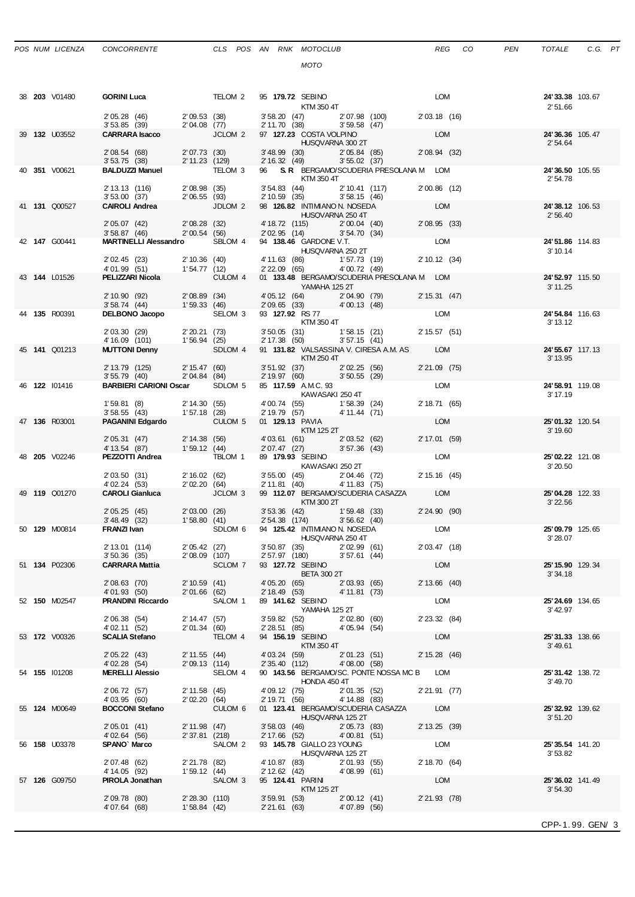| POS | NUM | LICENZA | CONCORRENTE | CLS | POS | AN | RNK | MOTOCLUB / MOTO | REG | CO | PEN | TOTALE | C.G. | PT |
|---|---|---|---|---|---|---|---|---|---|---|---|---|---|---|
| 38 | **203** | V01480 | **GORINI Luca** | TELOM | 2 | 95 | **179.72** | SEBINO / KTM 350 4T | LOM | | | **24'33.38** 2'51.66 | 103.67 | |
| | | | 2'05.28 (46) 3'53.85 (39) | 2'09.53 (38) 2'04.08 (77) | | | | 3'58.20 (47) 2'11.70 (38) / 2'07.98 (100) 3'59.58 (47) | 2'03.18 (16) | | | | | |
| 39 | **132** | U03552 | **CARRARA Isacco** | JCLOM | 2 | 97 | **127.23** | COSTA VOLPINO / HUSQVARNA 300 2T | LOM | | | **24'36.36** 2'54.64 | 105.47 | |
| | | | 2'08.54 (68) 3'53.75 (38) | 2'07.73 (30) 2'11.23 (129) | | | | 3'48.99 (30) 2'16.32 (49) / 2'05.84 (85) 3'55.02 (37) | 2'08.94 (32) | | | | | |
| 40 | **351** | V00621 | **BALDUZZI Manuel** | TELOM | 3 | 96 | **S.R** | BERGAMO/SCUDERIA PRESOLANA M / KTM 350 4T | LOM | | | **24'36.50** 2'54.78 | 105.55 | |
| | | | 2'13.13 (116) 3'53.00 (37) | 2'08.98 (35) 2'06.55 (93) | | | | 3'54.83 (44) 2'10.59 (35) / 2'10.41 (117) 3'58.15 (46) | 2'00.86 (12) | | | | | |
| 41 | **131** | Q00527 | **CAIROLI Andrea** | JDLOM | 2 | 98 | **126.82** | INTIMIANO N. NOSEDA / HUSQVARNA 250 4T | LOM | | | **24'38.12** 2'56.40 | 106.53 | |
| | | | 2'05.07 (42) 3'58.87 (46) | 2'08.28 (32) 2'00.54 (56) | | | | 4'18.72 (115) 2'02.95 (14) / 2'00.04 (40) 3'54.70 (34) | 2'08.95 (33) | | | | | |
| 42 | **147** | G00441 | **MARTINELLI Alessandro** | SBLOM | 4 | 94 | **138.46** | GARDONE V.T. / HUSQVARNA 250 2T | LOM | | | **24'51.86** 3'10.14 | 114.83 | |
| | | | 2'02.45 (23) 4'01.99 (51) | 2'10.36 (40) 1'54.77 (12) | | | | 4'11.63 (86) 2'22.09 (65) / 1'57.73 (19) 4'00.72 (49) | 2'10.12 (34) | | | | | |
| 43 | **144** | L01526 | **PELIZZARI Nicola** | CULOM | 4 | 01 | **133.48** | BERGAMO/SCUDERIA PRESOLANA M / YAMAHA 125 2T | LOM | | | **24'52.97** 3'11.25 | 115.50 | |
| | | | 2'10.90 (92) 3'58.74 (44) | 2'08.89 (34) 1'59.33 (46) | | | | 4'05.12 (64) 2'09.65 (33) / 2'04.90 (79) 4'00.13 (48) | 2'15.31 (47) | | | | | |
| 44 | **135** | R00391 | **DELBONO Jacopo** | SELOM | 3 | 93 | **127.92** | RS 77 / KTM 350 4T | LOM | | | **24'54.84** 3'13.12 | 116.63 | |
| | | | 2'03.30 (29) 4'16.09 (101) | 2'20.21 (73) 1'56.94 (25) | | | | 3'50.05 (31) 2'17.38 (50) / 1'58.15 (21) 3'57.15 (41) | 2'15.57 (51) | | | | | |
| 45 | **141** | Q01213 | **MUTTONI Denny** | SDLOM | 4 | 91 | **131.82** | VALSASSINA V. CIRESA A.M. AS / KTM 250 4T | LOM | | | **24'55.67** 3'13.95 | 117.13 | |
| | | | 2'13.79 (125) 3'55.79 (40) | 2'15.47 (60) 2'04.84 (84) | | | | 3'51.92 (37) 2'19.97 (60) / 2'02.25 (56) 3'50.55 (29) | 2'21.09 (75) | | | | | |
| 46 | **122** | I01416 | **BARBIERI CARIONI Oscar** | SDLOM | 5 | 85 | **117.59** | A.M.C. 93 / KAWASAKI 250 4T | LOM | | | **24'58.91** 3'17.19 | 119.08 | |
| | | | 1'59.81 (8) 3'58.55 (43) | 2'14.30 (55) 1'57.18 (28) | | | | 4'00.74 (55) 2'19.79 (57) / 1'58.39 (24) 4'11.44 (71) | 2'18.71 (65) | | | | | |
| 47 | **136** | R03001 | **PAGANINI Edgardo** | CULOM | 5 | 01 | **129.13** | PAVIA / KTM 125 2T | LOM | | | **25'01.32** 3'19.60 | 120.54 | |
| | | | 2'05.31 (47) 4'13.54 (87) | 2'14.38 (56) 1'59.12 (44) | | | | 4'03.61 (61) 2'07.47 (27) / 2'03.52 (62) 3'57.36 (43) | 2'17.01 (59) | | | | | |
| 48 | **205** | V02246 | **PEZZOTTI Andrea** | TBLOM | 1 | 89 | **179.93** | SEBINO / KAWASAKI 250 2T | LOM | | | **25'02.22** 3'20.50 | 121.08 | |
| | | | 2'03.50 (31) 4'02.24 (53) | 2'16.02 (62) 2'02.20 (64) | | | | 3'55.00 (45) 2'11.81 (40) / 2'04.46 (72) 4'11.83 (75) | 2'15.16 (45) | | | | | |
| 49 | **119** | Q01270 | **CAROLI Gianluca** | JCLOM | 3 | 99 | **112.07** | BERGAMO/SCUDERIA CASAZZA / KTM 300 2T | LOM | | | **25'04.28** 3'22.56 | 122.33 | |
| | | | 2'05.25 (45) 3'48.49 (32) | 2'03.00 (26) 1'58.80 (41) | | | | 3'53.36 (42) 2'54.38 (174) / 1'59.48 (33) 3'56.62 (40) | 2'24.90 (90) | | | | | |
| 50 | **129** | M00814 | **FRANZI Ivan** | SDLOM | 6 | 94 | **125.42** | INTIMIANO N. NOSEDA / HUSQVARNA 250 4T | LOM | | | **25'09.79** 3'28.07 | 125.65 | |
| | | | 2'13.01 (114) 3'50.36 (35) | 2'05.42 (27) 2'08.09 (107) | | | | 3'50.87 (35) 2'57.97 (180) / 2'02.99 (61) 3'57.61 (44) | 2'03.47 (18) | | | | | |
| 51 | **134** | P02306 | **CARRARA Mattia** | SCLOM | 7 | 93 | **127.72** | SEBINO / BETA 300 2T | LOM | | | **25'15.90** 3'34.18 | 129.34 | |
| | | | 2'08.63 (70) 4'01.93 (50) | 2'10.59 (41) 2'01.66 (62) | | | | 4'05.20 (65) 2'18.49 (53) / 2'03.93 (65) 4'11.81 (73) | 2'13.66 (40) | | | | | |
| 52 | **150** | M02547 | **PRANDINI Riccardo** | SALOM | 1 | 89 | **141.62** | SEBINO / YAMAHA 125 2T | LOM | | | **25'24.69** 3'42.97 | 134.65 | |
| | | | 2'06.38 (54) 4'02.11 (52) | 2'14.47 (57) 2'01.34 (60) | | | | 3'59.82 (52) 2'28.51 (85) / 2'02.80 (60) 4'05.94 (54) | 2'23.32 (84) | | | | | |
| 53 | **172** | V00326 | **SCALIA Stefano** | TELOM | 4 | 94 | **156.19** | SEBINO / KTM 350 4T | LOM | | | **25'31.33** 3'49.61 | 138.66 | |
| | | | 2'05.22 (43) 4'02.28 (54) | 2'11.55 (44) 2'09.13 (114) | | | | 4'03.24 (59) 2'35.40 (112) / 2'01.23 (51) 4'08.00 (58) | 2'15.28 (46) | | | | | |
| 54 | **155** | I01208 | **MERELLI Alessio** | SELOM | 4 | 90 | **143.56** | BERGAMO/SC. PONTE NOSSA MC B / HONDA 450 4T | LOM | | | **25'31.42** 3'49.70 | 138.72 | |
| | | | 2'06.72 (57) 4'03.95 (60) | 2'11.58 (45) 2'02.20 (64) | | | | 4'09.12 (75) 2'19.71 (56) / 2'01.35 (52) 4'14.88 (83) | 2'21.91 (77) | | | | | |
| 55 | **124** | M00649 | **BOCCONI Stefano** | CULOM | 6 | 01 | **123.41** | BERGAMO/SCUDERIA CASAZZA / HUSQVARNA 125 2T | LOM | | | **25'32.92** 3'51.20 | 139.62 | |
| | | | 2'05.01 (41) 4'02.64 (56) | 2'11.98 (47) 2'37.81 (218) | | | | 3'58.03 (46) 2'17.66 (52) / 2'05.73 (83) 4'00.81 (51) | 2'13.25 (39) | | | | | |
| 56 | **158** | U03378 | **SPANO` Marco** | SALOM | 2 | 93 | **145.78** | GIALLO 23 YOUNG / HUSQVARNA 125 2T | LOM | | | **25'35.54** 3'53.82 | 141.20 | |
| | | | 2'07.48 (62) 4'14.05 (92) | 2'21.78 (82) 1'59.12 (44) | | | | 4'10.87 (83) 2'12.62 (42) / 2'01.93 (55) 4'08.99 (61) | 2'18.70 (64) | | | | | |
| 57 | **126** | G09750 | **PIROLA Jonathan** | SALOM | 3 | 95 | **124.41** | PARINI / KTM 125 2T | LOM | | | **25'36.02** 3'54.30 | 141.49 | |
| | | | 2'09.78 (80) 4'07.64 (68) | 2'28.30 (110) 1'58.84 (42) | | | | 3'59.91 (53) 2'21.61 (63) / 2'00.12 (41) 4'07.89 (56) | 2'21.93 (78) | | | | | |

CPP-1.99. GEN/ 3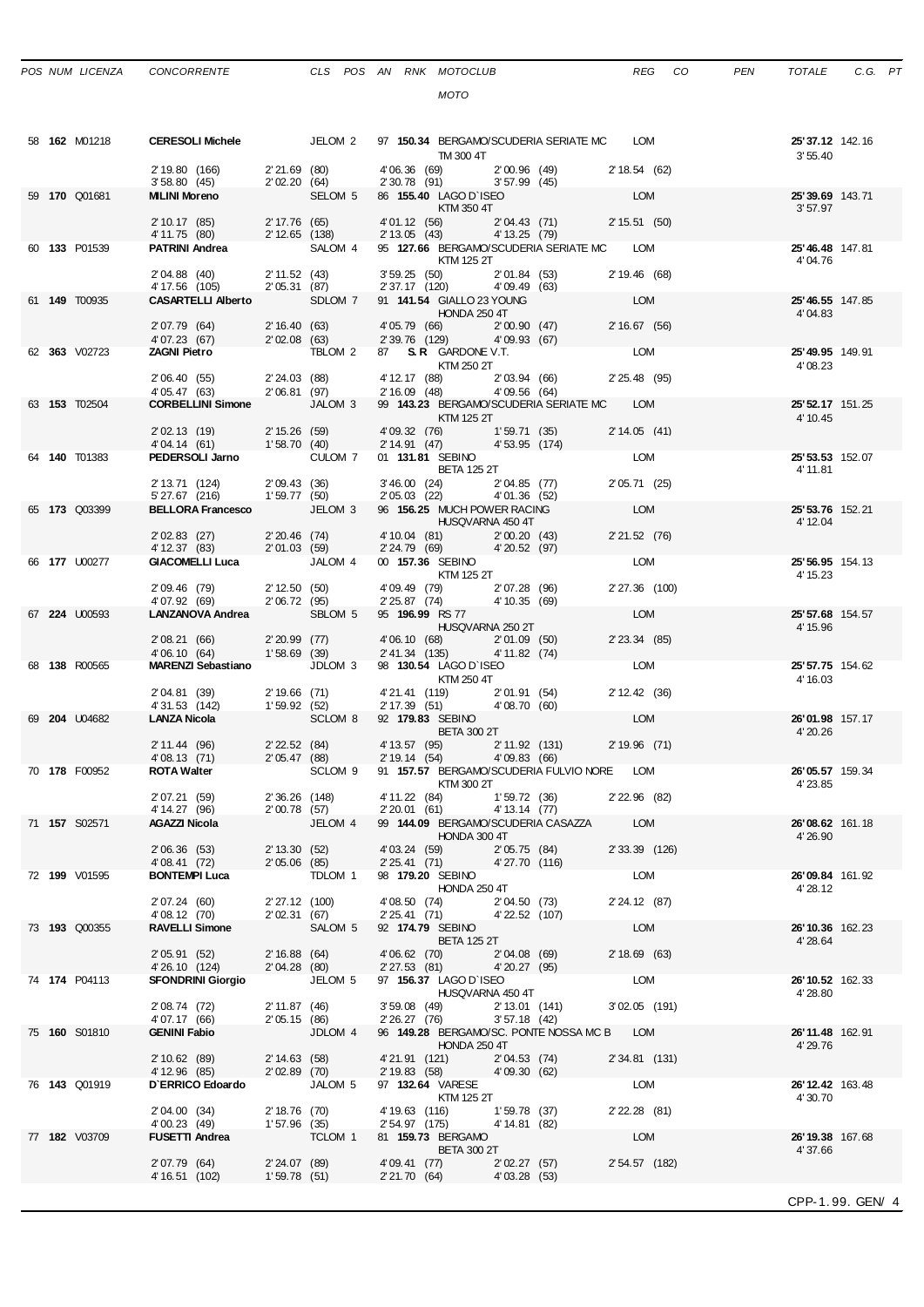| POS | NUM | LICENZA | CONCORRENTE | CLS | POS | AN | RNK | MOTOCLUB / MOTO | REG | CO | PEN | TOTALE | C.G. | PT |
|---|---|---|---|---|---|---|---|---|---|---|---|---|---|---|
| 58 | **162** | M01218 | **CERESOLI Michele** | JELOM | 2 | 97 | **150.34** | BERGAMO/SCUDERIA SERIATE MC<br>TM 300 4T | LOM | | | **25'37.12**<br>3'55.40 | 142.16 | |
| | | | 2'19.80 (166) 2'21.69 (80) 4'06.36 (69) 2'00.96 (49) 2'18.54 (62)<br>3'58.80 (45) 2'02.20 (64) 2'30.78 (91) 3'57.99 (45) | | | | | | | | | | | |
| 59 | **170** | Q01681 | **MILINI Moreno** | SELOM | 5 | 86 | **155.40** | LAGO D`ISEO<br>KTM 350 4T | LOM | | | **25'39.69**<br>3'57.97 | 143.71 | |
| | | | 2'10.17 (85) 2'17.76 (65) 4'01.12 (56) 2'04.43 (71) 2'15.51 (50)<br>4'11.75 (80) 2'12.65 (138) 2'13.05 (43) 4'13.25 (79) | | | | | | | | | | | |
| 60 | **133** | P01539 | **PATRINI Andrea** | SALOM | 4 | 95 | **127.66** | BERGAMO/SCUDERIA SERIATE MC<br>KTM 125 2T | LOM | | | **25'46.48**<br>4'04.76 | 147.81 | |
| | | | 2'04.88 (40) 2'11.52 (43) 3'59.25 (50) 2'01.84 (53) 2'19.46 (68)<br>4'17.56 (105) 2'05.31 (87) 2'37.17 (120) 4'09.49 (63) | | | | | | | | | | | |
| 61 | **149** | T00935 | **CASARTELLI Alberto** | SDLOM | 7 | 91 | **141.54** | GIALLO 23 YOUNG<br>HONDA 250 4T | LOM | | | **25'46.55**<br>4'04.83 | 147.85 | |
| | | | 2'07.79 (64) 2'16.40 (63) 4'05.79 (66) 2'00.90 (47) 2'16.67 (56)<br>4'07.23 (67) 2'02.08 (63) 2'39.76 (129) 4'09.93 (67) | | | | | | | | | | | |
| 62 | **363** | V02723 | **ZAGNI Pietro** | TBLOM | 2 | 87 | **S.R** | GARDONE V.T.<br>KTM 250 2T | LOM | | | **25'49.95**<br>4'08.23 | 149.91 | |
| | | | 2'06.40 (55) 2'24.03 (88) 4'12.17 (88) 2'03.94 (66) 2'25.48 (95)<br>4'05.47 (63) 2'06.81 (97) 2'16.09 (48) 4'09.56 (64) | | | | | | | | | | | |
| 63 | **153** | T02504 | **CORBELLINI Simone** | JALOM | 3 | 99 | **143.23** | BERGAMO/SCUDERIA SERIATE MC<br>KTM 125 2T | LOM | | | **25'52.17**<br>4'10.45 | 151.25 | |
| | | | 2'02.13 (19) 2'15.26 (59) 4'09.32 (76) 1'59.71 (35) 2'14.05 (41)<br>4'04.14 (61) 1'58.70 (40) 2'14.91 (47) 4'53.95 (174) | | | | | | | | | | | |
| 64 | **140** | T01383 | **PEDERSOLI Jarno** | CULOM | 7 | 01 | **131.81** | SEBINO<br>BETA 125 2T | LOM | | | **25'53.53**<br>4'11.81 | 152.07 | |
| | | | 2'13.71 (124) 2'09.43 (36) 3'46.00 (24) 2'04.85 (77) 2'05.71 (25)<br>5'27.67 (216) 1'59.77 (50) 2'05.03 (22) 4'01.36 (52) | | | | | | | | | | | |
| 65 | **173** | Q03399 | **BELLORA Francesco** | JELOM | 3 | 96 | **156.25** | MUCH POWER RACING<br>HUSQVARNA 450 4T | LOM | | | **25'53.76**<br>4'12.04 | 152.21 | |
| | | | 2'02.83 (27) 2'20.46 (74) 4'10.04 (81) 2'00.20 (43) 2'21.52 (76)<br>4'12.37 (83) 2'01.03 (59) 2'24.79 (69) 4'20.52 (97) | | | | | | | | | | | |
| 66 | **177** | U00277 | **GIACOMELLI Luca** | JALOM | 4 | 00 | **157.36** | SEBINO<br>KTM 125 2T | LOM | | | **25'56.95**<br>4'15.23 | 154.13 | |
| | | | 2'09.46 (79) 2'12.50 (50) 4'09.49 (79) 2'07.28 (96) 2'27.36 (100)<br>4'07.92 (69) 2'06.72 (95) 2'25.87 (74) 4'10.35 (69) | | | | | | | | | | | |
| 67 | **224** | U00593 | **LANZANOVA Andrea** | SBLOM | 5 | 95 | **196.99** | RS 77<br>HUSQVARNA 250 2T | LOM | | | **25'57.68**<br>4'15.96 | 154.57 | |
| | | | 2'08.21 (66) 2'20.99 (77) 4'06.10 (68) 2'01.09 (50) 2'23.34 (85)<br>4'06.10 (64) 1'58.69 (39) 2'41.34 (135) 4'11.82 (74) | | | | | | | | | | | |
| 68 | **138** | R00565 | **MARENZI Sebastiano** | JDLOM | 3 | 98 | **130.54** | LAGO D`ISEO<br>KTM 250 4T | LOM | | | **25'57.75**<br>4'16.03 | 154.62 | |
| | | | 2'04.81 (39) 2'19.66 (71) 4'21.41 (119) 2'01.91 (54) 2'12.42 (36)<br>4'31.53 (142) 1'59.92 (52) 2'17.39 (51) 4'08.70 (60) | | | | | | | | | | | |
| 69 | **204** | U04682 | **LANZA Nicola** | SCLOM | 8 | 92 | **179.83** | SEBINO<br>BETA 300 2T | LOM | | | **26'01.98**<br>4'20.26 | 157.17 | |
| | | | 2'11.44 (96) 2'22.52 (84) 4'13.57 (95) 2'11.92 (131) 2'19.96 (71)<br>4'08.13 (71) 2'05.47 (88) 2'19.14 (54) 4'09.83 (66) | | | | | | | | | | | |
| 70 | **178** | F00952 | **ROTA Walter** | SCLOM | 9 | 91 | **157.57** | BERGAMO/SCUDERIA FULVIO NORE<br>KTM 300 2T | LOM | | | **26'05.57**<br>4'23.85 | 159.34 | |
| | | | 2'07.21 (59) 2'36.26 (148) 4'11.22 (84) 1'59.72 (36) 2'22.96 (82)<br>4'14.27 (96) 2'00.78 (57) 2'20.01 (61) 4'13.14 (77) | | | | | | | | | | | |
| 71 | **157** | S02571 | **AGAZZI Nicola** | JELOM | 4 | 99 | **144.09** | BERGAMO/SCUDERIA CASAZZA<br>HONDA 300 4T | LOM | | | **26'08.62**<br>4'26.90 | 161.18 | |
| | | | 2'06.36 (53) 2'13.30 (52) 4'03.24 (59) 2'05.75 (84) 2'33.39 (126)<br>4'08.41 (72) 2'05.06 (85) 2'25.41 (71) 4'27.70 (116) | | | | | | | | | | | |
| 72 | **199** | V01595 | **BONTEMPI Luca** | TDLOM | 1 | 98 | **179.20** | SEBINO<br>HONDA 250 4T | LOM | | | **26'09.84**<br>4'28.12 | 161.92 | |
| | | | 2'07.24 (60) 2'27.12 (100) 4'08.50 (74) 2'04.50 (73) 2'24.12 (87)<br>4'08.12 (70) 2'02.31 (67) 2'25.41 (71) 4'22.52 (107) | | | | | | | | | | | |
| 73 | **193** | Q00355 | **RAVELLI Simone** | SALOM | 5 | 92 | **174.79** | SEBINO<br>BETA 125 2T | LOM | | | **26'10.36**<br>4'28.64 | 162.23 | |
| | | | 2'05.91 (52) 2'16.88 (64) 4'06.62 (70) 2'04.08 (69) 2'18.69 (63)<br>4'26.10 (124) 2'04.28 (80) 2'27.53 (81) 4'20.27 (95) | | | | | | | | | | | |
| 74 | **174** | P04113 | **SFONDRINI Giorgio** | JELOM | 5 | 97 | **156.37** | LAGO D`ISEO<br>HUSQVARNA 450 4T | LOM | | | **26'10.52**<br>4'28.80 | 162.33 | |
| | | | 2'08.74 (72) 2'11.87 (46) 3'59.08 (49) 2'13.01 (141) 3'02.05 (191)<br>4'07.17 (66) 2'05.15 (86) 2'26.27 (76) 3'57.18 (42) | | | | | | | | | | | |
| 75 | **160** | S01810 | **GENINI Fabio** | JDLOM | 4 | 96 | **149.28** | BERGAMO/SC. PONTE NOSSA MC B<br>HONDA 250 4T | LOM | | | **26'11.48**<br>4'29.76 | 162.91 | |
| | | | 2'10.62 (89) 2'14.63 (58) 4'21.91 (121) 2'04.53 (74) 2'34.81 (131)<br>4'12.96 (85) 2'02.89 (70) 2'19.83 (58) 4'09.30 (62) | | | | | | | | | | | |
| 76 | **143** | Q01919 | **D`ERRICO Edoardo** | JALOM | 5 | 97 | **132.64** | VARESE<br>KTM 125 2T | LOM | | | **26'12.42**<br>4'30.70 | 163.48 | |
| | | | 2'04.00 (34) 2'18.76 (70) 4'19.63 (116) 1'59.78 (37) 2'22.28 (81)<br>4'00.23 (49) 1'57.96 (35) 2'54.97 (175) 4'14.81 (82) | | | | | | | | | | | |
| 77 | **182** | V03709 | **FUSETTI Andrea** | TCLOM | 1 | 81 | **159.73** | BERGAMO<br>BETA 300 2T | LOM | | | **26'19.38**<br>4'37.66 | 167.68 | |
| | | | 2'07.79 (64) 2'24.07 (89) 4'09.41 (77) 2'02.27 (57) 2'54.57 (182)<br>4'16.51 (102) 1'59.78 (51) 2'21.70 (64) 4'03.28 (53) | | | | | | | | | | | |

CPP-1.99. GEN/ 4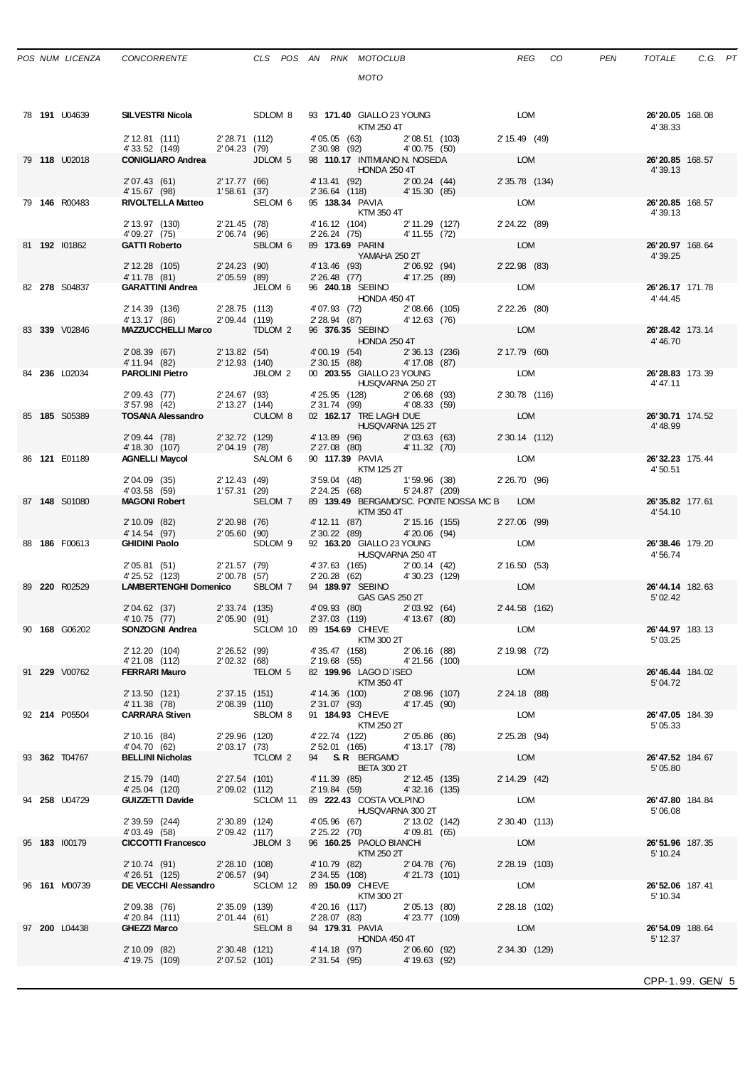| POS | NUM | LICENZA | CONCORRENTE | CLS | POS | AN | RNK | MOTOCLUB / MOTO | REG | CO | PEN | TOTALE | C.G. | PT |
|---|---|---|---|---|---|---|---|---|---|---|---|---|---|---|
| 78 | **191** | U04639 | **SILVESTRI Nicola** | SDLOM | 8 | 93 | **171.40** | GIALLO 23 YOUNG / KTM 250 4T | LOM | | | **26'20.05** 4'38.33 | 168.08 | |
| | | | 2'12.81 (111) 4'33.52 (149) | 2'28.71 (112) 2'04.23 (79) | | | | 4'05.05 (63) 2'30.98 (92) / 2'08.51 (103) 4'00.75 (50) | 2'15.49 (49) | | | | | |
| 79 | **118** | U02018 | **CONIGLIARO Andrea** | JDLOM | 5 | 98 | **110.17** | INTIMIANO N. NOSEDA / HONDA 250 4T | LOM | | | **26'20.85** 4'39.13 | 168.57 | |
| | | | 2'07.43 (61) 4'15.67 (98) | 2'17.77 (66) 1'58.61 (37) | | | | 4'13.41 (92) 2'36.64 (118) / 2'00.24 (44) 4'15.30 (85) | 2'35.78 (134) | | | | | |
| 79 | **146** | R00483 | **RIVOLTELLA Matteo** | SELOM | 6 | 95 | **138.34** | PAVIA / KTM 350 4T | LOM | | | **26'20.85** 4'39.13 | 168.57 | |
| | | | 2'13.97 (130) 4'09.27 (75) | 2'21.45 (78) 2'06.74 (96) | | | | 4'16.12 (104) 2'26.24 (75) / 2'11.29 (127) 4'11.55 (72) | 2'24.22 (89) | | | | | |
| 81 | **192** | I01862 | **GATTI Roberto** | SBLOM | 6 | 89 | **173.69** | PARINI / YAMAHA 250 2T | LOM | | | **26'20.97** 4'39.25 | 168.64 | |
| | | | 2'12.28 (105) 4'11.78 (81) | 2'24.23 (90) 2'05.59 (89) | | | | 4'13.46 (93) 2'26.48 (77) / 2'06.92 (94) 4'17.25 (89) | 2'22.98 (83) | | | | | |
| 82 | **278** | S04837 | **GARATTINI Andrea** | JELOM | 6 | 96 | **240.18** | SEBINO / HONDA 450 4T | LOM | | | **26'26.17** 4'44.45 | 171.78 | |
| | | | 2'14.39 (136) 4'13.17 (86) | 2'28.75 (113) 2'09.44 (119) | | | | 4'07.93 (72) 2'28.94 (87) / 2'08.66 (105) 4'12.63 (76) | 2'22.26 (80) | | | | | |
| 83 | **339** | V02846 | **MAZZUCCHELLI Marco** | TDLOM | 2 | 96 | **376.35** | SEBINO / HONDA 250 4T | LOM | | | **26'28.42** 4'46.70 | 173.14 | |
| | | | 2'08.39 (67) 4'11.94 (82) | 2'13.82 (54) 2'12.93 (140) | | | | 4'00.19 (54) 2'30.15 (88) / 2'36.13 (236) 4'17.08 (87) | 2'17.79 (60) | | | | | |
| 84 | **236** | L02034 | **PAROLINI Pietro** | JBLOM | 2 | 00 | **203.55** | GIALLO 23 YOUNG / HUSQVARNA 250 2T | LOM | | | **26'28.83** 4'47.11 | 173.39 | |
| | | | 2'09.43 (77) 3'57.98 (42) | 2'24.67 (93) 2'13.27 (144) | | | | 4'25.95 (128) 2'31.74 (99) / 2'06.68 (93) 4'08.33 (59) | 2'30.78 (116) | | | | | |
| 85 | **185** | S05389 | **TOSANA Alessandro** | CULOM | 8 | 02 | **162.17** | TRE LAGHI DUE / HUSQVARNA 125 2T | LOM | | | **26'30.71** 4'48.99 | 174.52 | |
| | | | 2'09.44 (78) 4'18.30 (107) | 2'32.72 (129) 2'04.19 (78) | | | | 4'13.89 (96) 2'27.08 (80) / 2'03.63 (63) 4'11.32 (70) | 2'30.14 (112) | | | | | |
| 86 | **121** | E01189 | **AGNELLI Maycol** | SALOM | 6 | 90 | **117.39** | PAVIA / KTM 125 2T | LOM | | | **26'32.23** 4'50.51 | 175.44 | |
| | | | 2'04.09 (35) 4'03.58 (59) | 2'12.43 (49) 1'57.31 (29) | | | | 3'59.04 (48) 2'24.25 (68) / 1'59.96 (38) 5'24.87 (209) | 2'26.70 (96) | | | | | |
| 87 | **148** | S01080 | **MAGONI Robert** | SELOM | 7 | 89 | **139.49** | BERGAMO/SC. PONTE NOSSA MC B / KTM 350 4T | LOM | | | **26'35.82** 4'54.10 | 177.61 | |
| | | | 2'10.09 (82) 4'14.54 (97) | 2'20.98 (76) 2'05.60 (90) | | | | 4'12.11 (87) 2'30.22 (89) / 2'15.16 (155) 4'20.06 (94) | 2'27.06 (99) | | | | | |
| 88 | **186** | F00613 | **GHIDINI Paolo** | SDLOM | 9 | 92 | **163.20** | GIALLO 23 YOUNG / HUSQVARNA 250 4T | LOM | | | **26'38.46** 4'56.74 | 179.20 | |
| | | | 2'05.81 (51) 4'25.52 (123) | 2'21.57 (79) 2'00.78 (57) | | | | 4'37.63 (165) 2'20.28 (62) / 2'00.14 (42) 4'30.23 (129) | 2'16.50 (53) | | | | | |
| 89 | **220** | R02529 | **LAMBERTENGHI Domenico** | SBLOM | 7 | 94 | **189.97** | SEBINO / GAS GAS 250 2T | LOM | | | **26'44.14** 5'02.42 | 182.63 | |
| | | | 2'04.62 (37) 4'10.75 (77) | 2'33.74 (135) 2'05.90 (91) | | | | 4'09.93 (80) 2'37.03 (119) / 2'03.92 (64) 4'13.67 (80) | 2'44.58 (162) | | | | | |
| 90 | **168** | G06202 | **SONZOGNI Andrea** | SCLOM | 10 | 89 | **154.69** | CHIEVE / KTM 300 2T | LOM | | | **26'44.97** 5'03.25 | 183.13 | |
| | | | 2'12.20 (104) 4'21.08 (112) | 2'26.52 (99) 2'02.32 (68) | | | | 4'35.47 (158) 2'19.68 (55) / 2'06.16 (88) 4'21.56 (100) | 2'19.98 (72) | | | | | |
| 91 | **229** | V00762 | **FERRARI Mauro** | TELOM | 5 | 82 | **199.96** | LAGO D`ISEO / KTM 350 4T | LOM | | | **26'46.44** 5'04.72 | 184.02 | |
| | | | 2'13.50 (121) 4'11.38 (78) | 2'37.15 (151) 2'08.39 (110) | | | | 4'14.36 (100) 2'31.07 (93) / 2'08.96 (107) 4'17.45 (90) | 2'24.18 (88) | | | | | |
| 92 | **214** | P05504 | **CARRARA Stiven** | SBLOM | 8 | 91 | **184.93** | CHIEVE / KTM 250 2T | LOM | | | **26'47.05** 5'05.33 | 184.39 | |
| | | | 2'10.16 (84) 4'04.70 (62) | 2'29.96 (120) 2'03.17 (73) | | | | 4'22.74 (122) 2'52.01 (165) / 2'05.86 (86) 4'13.17 (78) | 2'25.28 (94) | | | | | |
| 93 | **362** | T04767 | **BELLINI Nicholas** | TCLOM | 2 | 94 | **S.R** | BERGAMO / BETA 300 2T | LOM | | | **26'47.52** 5'05.80 | 184.67 | |
| | | | 2'15.79 (140) 4'25.04 (120) | 2'27.54 (101) 2'09.02 (112) | | | | 4'11.39 (85) 2'19.84 (59) / 2'12.45 (135) 4'32.16 (135) | 2'14.29 (42) | | | | | |
| 94 | **258** | U04729 | **GUIZZETTI Davide** | SCLOM | 11 | 89 | **222.43** | COSTA VOLPINO / HUSQVARNA 300 2T | LOM | | | **26'47.80** 5'06.08 | 184.84 | |
| | | | 2'39.59 (244) 4'03.49 (58) | 2'30.89 (124) 2'09.42 (117) | | | | 4'05.96 (67) 2'25.22 (70) / 2'13.02 (142) 4'09.81 (65) | 2'30.40 (113) | | | | | |
| 95 | **183** | I00179 | **CICCOTTI Francesco** | JBLOM | 3 | 96 | **160.25** | PAOLO BIANCHI / KTM 250 2T | LOM | | | **26'51.96** 5'10.24 | 187.35 | |
| | | | 2'10.79 (91) 4'26.51 (125) | 2'28.10 (108) 2'06.57 (94) | | | | 4'10.79 (82) 2'34.55 (108) / 2'04.78 (76) 4'21.73 (101) | 2'28.19 (103) | | | | | |
| 96 | **161** | M00739 | **DE VECCHI Alessandro** | SCLOM | 12 | 89 | **150.09** | CHIEVE / KTM 300 2T | LOM | | | **26'52.06** 5'10.34 | 187.41 | |
| | | | 2'09.38 (76) 4'20.84 (111) | 2'35.09 (139) 2'01.44 (61) | | | | 4'20.16 (117) 2'28.07 (83) / 2'05.13 (80) 4'23.77 (109) | 2'28.18 (102) | | | | | |
| 97 | **200** | L04438 | **GHEZZI Marco** | SELOM | 8 | 94 | **179.31** | PAVIA / HONDA 450 4T | LOM | | | **26'54.09** 5'12.37 | 188.64 | |
| | | | 2'10.09 (82) 4'19.75 (109) | 2'30.48 (121) 2'07.52 (101) | | | | 4'14.18 (97) 2'31.54 (95) / 2'06.60 (92) 4'19.63 (92) | 2'34.30 (129) | | | | | |

CPP-1.99. GEN/ 5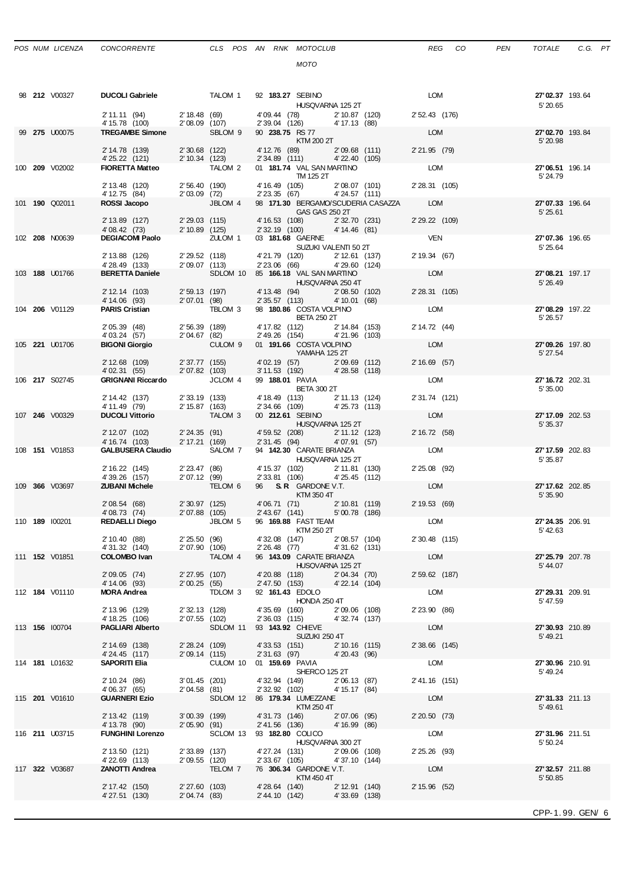| POS | NUM | LICENZA | CONCORRENTE | CLS | POS | AN | RNK | MOTOCLUB / MOTO | REG | CO | PEN | TOTALE | C.G. | PT |
|---|---|---|---|---|---|---|---|---|---|---|---|---|---|---|
| 98 | **212** | V00327 | **DUCOLI Gabriele** | TALOM | 1 | 92 | **183.27** | SEBINO / HUSQVARNA 125 2T | LOM | | | **27'02.37** 5'20.65 | 193.64 | |
| | | | 2'11.11 (94) 4'15.78 (100) | 2'18.48 (69) 2'08.09 (107) | | | | 4'09.44 (78) 2'39.04 (126) / 2'10.87 (120) 4'17.13 (88) | 2'52.43 (176) | | | | | |
| 99 | **275** | U00075 | **TREGAMBE Simone** | SBLOM | 9 | 90 | **238.75** | RS 77 / KTM 200 2T | LOM | | | **27'02.70** 5'20.98 | 193.84 | |
| | | | 2'14.78 (139) 4'25.22 (121) | 2'30.68 (122) 2'10.34 (123) | | | | 4'12.76 (89) 2'34.89 (111) / 2'09.68 (111) 4'22.40 (105) | 2'21.95 (79) | | | | | |
| 100 | **209** | V02002 | **FIORETTA Matteo** | TALOM | 2 | 01 | **181.74** | VAL SAN MARTINO / TM 125 2T | LOM | | | **27'06.51** 5'24.79 | 196.14 | |
| | | | 2'13.48 (120) 4'12.75 (84) | 2'56.40 (190) 2'03.09 (72) | | | | 4'16.49 (105) 2'23.35 (67) / 2'08.07 (101) 4'24.57 (111) | 2'28.31 (105) | | | | | |
| 101 | **190** | Q02011 | **ROSSI Jacopo** | JBLOM | 4 | 98 | **171.30** | BERGAMO/SCUDERIA CASAZZA / GAS GAS 250 2T | LOM | | | **27'07.33** 5'25.61 | 196.64 | |
| | | | 2'13.89 (127) 4'08.42 (73) | 2'29.03 (115) 2'10.89 (125) | | | | 4'16.53 (108) 2'32.19 (100) / 2'32.70 (231) 4'14.46 (81) | 2'29.22 (109) | | | | | |
| 102 | **208** | N00639 | **DEGIACOMI Paolo** | ZULOM | 1 | 03 | **181.68** | GAERNE / SUZUKI VALENTI 50 2T | VEN | | | **27'07.36** 5'25.64 | 196.65 | |
| | | | 2'13.88 (126) 4'28.49 (133) | 2'29.52 (118) 2'09.07 (113) | | | | 4'21.79 (120) 2'23.06 (66) / 2'12.61 (137) 4'29.60 (124) | 2'19.34 (67) | | | | | |
| 103 | **188** | U01766 | **BERETTA Daniele** | SDLOM | 10 | 85 | **166.18** | VAL SAN MARTINO / HUSQVARNA 250 4T | LOM | | | **27'08.21** 5'26.49 | 197.17 | |
| | | | 2'12.14 (103) 4'14.06 (93) | 2'59.13 (197) 2'07.01 (98) | | | | 4'13.48 (94) 2'35.57 (113) / 2'08.50 (102) 4'10.01 (68) | 2'28.31 (105) | | | | | |
| 104 | **206** | V01129 | **PARIS Cristian** | TBLOM | 3 | 98 | **180.86** | COSTA VOLPINO / BETA 250 2T | LOM | | | **27'08.29** 5'26.57 | 197.22 | |
| | | | 2'05.39 (48) 4'03.24 (57) | 2'56.39 (189) 2'04.67 (82) | | | | 4'17.82 (112) 2'49.26 (154) / 2'14.84 (153) 4'21.96 (103) | 2'14.72 (44) | | | | | |
| 105 | **221** | U01706 | **BIGONI Giorgio** | CULOM | 9 | 01 | **191.66** | COSTA VOLPINO / YAMAHA 125 2T | LOM | | | **27'09.26** 5'27.54 | 197.80 | |
| | | | 2'12.68 (109) 4'02.31 (55) | 2'37.77 (155) 2'07.82 (103) | | | | 4'02.19 (57) 3'11.53 (192) / 2'09.69 (112) 4'28.58 (118) | 2'16.69 (57) | | | | | |
| 106 | **217** | S02745 | **GRIGNANI Riccardo** | JCLOM | 4 | 99 | **188.01** | PAVIA / BETA 300 2T | LOM | | | **27'16.72** 5'35.00 | 202.31 | |
| | | | 2'14.42 (137) 4'11.49 (79) | 2'33.19 (133) 2'15.87 (163) | | | | 4'18.49 (113) 2'34.66 (109) / 2'11.13 (124) 4'25.73 (113) | 2'31.74 (121) | | | | | |
| 107 | **246** | V00329 | **DUCOLI Vittorio** | TALOM | 3 | 00 | **212.61** | SEBINO / HUSQVARNA 125 2T | LOM | | | **27'17.09** 5'35.37 | 202.53 | |
| | | | 2'12.07 (102) 4'16.74 (103) | 2'24.35 (91) 2'17.21 (169) | | | | 4'59.52 (208) 2'31.45 (94) / 2'11.12 (123) 4'07.91 (57) | 2'16.72 (58) | | | | | |
| 108 | **151** | V01853 | **GALBUSERA Claudio** | SALOM | 7 | 94 | **142.30** | CARATE BRIANZA / HUSQVARNA 125 2T | LOM | | | **27'17.59** 5'35.87 | 202.83 | |
| | | | 2'16.22 (145) 4'39.26 (157) | 2'23.47 (86) 2'07.12 (99) | | | | 4'15.37 (102) 2'33.81 (106) / 2'11.81 (130) 4'25.45 (112) | 2'25.08 (92) | | | | | |
| 109 | **366** | V03697 | **ZUBANI Michele** | TELOM | 6 | 96 | **S. R** | GARDONE V.T. / KTM 350 4T | LOM | | | **27'17.62** 5'35.90 | 202.85 | |
| | | | 2'08.54 (68) 4'08.73 (74) | 2'30.97 (125) 2'07.88 (105) | | | | 4'06.71 (71) 2'43.67 (141) / 2'10.81 (119) 5'00.78 (186) | 2'19.53 (69) | | | | | |
| 110 | **189** | I00201 | **REDAELLI Diego** | JBLOM | 5 | 96 | **169.88** | FAST TEAM / KTM 250 2T | LOM | | | **27'24.35** 5'42.63 | 206.91 | |
| | | | 2'10.40 (88) 4'31.32 (140) | 2'25.50 (96) 2'07.90 (106) | | | | 4'32.08 (147) 2'26.48 (77) / 2'08.57 (104) 4'31.62 (131) | 2'30.48 (115) | | | | | |
| 111 | **152** | V01851 | **COLOMBO Ivan** | TALOM | 4 | 96 | **143.09** | CARATE BRIANZA / HUSQVARNA 125 2T | LOM | | | **27'25.79** 5'44.07 | 207.78 | |
| | | | 2'09.05 (74) 4'14.06 (93) | 2'27.95 (107) 2'00.25 (55) | | | | 4'20.88 (118) 2'47.50 (153) / 2'04.34 (70) 4'22.14 (104) | 2'59.62 (187) | | | | | |
| 112 | **184** | V01110 | **MORA Andrea** | TDLOM | 3 | 92 | **161.43** | EDOLO / HONDA 250 4T | LOM | | | **27'29.31** 5'47.59 | 209.91 | |
| | | | 2'13.96 (129) 4'18.25 (106) | 2'32.13 (128) 2'07.55 (102) | | | | 4'35.69 (160) 2'36.03 (115) / 2'09.06 (108) 4'32.74 (137) | 2'23.90 (86) | | | | | |
| 113 | **156** | I00704 | **PAGLIARI Alberto** | SDLOM | 11 | 93 | **143.92** | CHIEVE / SUZUKI 250 4T | LOM | | | **27'30.93** 5'49.21 | 210.89 | |
| | | | 2'14.69 (138) 4'24.45 (117) | 2'28.24 (109) 2'09.14 (115) | | | | 4'33.53 (151) 2'31.63 (97) / 2'10.16 (115) 4'20.43 (96) | 2'38.66 (145) | | | | | |
| 114 | **181** | L01632 | **SAPORITI Elia** | CULOM | 10 | 01 | **159.69** | PAVIA / SHERCO 125 2T | LOM | | | **27'30.96** 5'49.24 | 210.91 | |
| | | | 2'10.24 (86) 4'06.37 (65) | 3'01.45 (201) 2'04.58 (81) | | | | 4'32.94 (149) 2'32.92 (102) / 2'06.13 (87) 4'15.17 (84) | 2'41.16 (151) | | | | | |
| 115 | **201** | V01610 | **GUARNERI Ezio** | SDLOM | 12 | 86 | **179.34** | LUMEZZANE / KTM 250 4T | LOM | | | **27'31.33** 5'49.61 | 211.13 | |
| | | | 2'13.42 (119) 4'13.78 (90) | 3'00.39 (199) 2'05.90 (91) | | | | 4'31.73 (146) 2'41.56 (136) / 2'07.06 (95) 4'16.99 (86) | 2'20.50 (73) | | | | | |
| 116 | **211** | U03715 | **FUNGHINI Lorenzo** | SCLOM | 13 | 93 | **182.80** | COLICO / HUSQVARNA 300 2T | LOM | | | **27'31.96** 5'50.24 | 211.51 | |
| | | | 2'13.50 (121) 4'22.69 (113) | 2'33.89 (137) 2'09.55 (120) | | | | 4'27.24 (131) 2'33.67 (105) / 2'09.06 (108) 4'37.10 (144) | 2'25.26 (93) | | | | | |
| 117 | **322** | V03687 | **ZANOTTI Andrea** | TELOM | 7 | 76 | **306.34** | GARDONE V.T. / KTM 450 4T | LOM | | | **27'32.57** 5'50.85 | 211.88 | |
| | | | 2'17.42 (150) 4'27.51 (130) | 2'27.60 (103) 2'04.74 (83) | | | | 4'28.64 (140) 2'44.10 (142) / 2'12.91 (140) 4'33.69 (138) | 2'15.96 (52) | | | | | |

CPP-1.99. GEN/ 6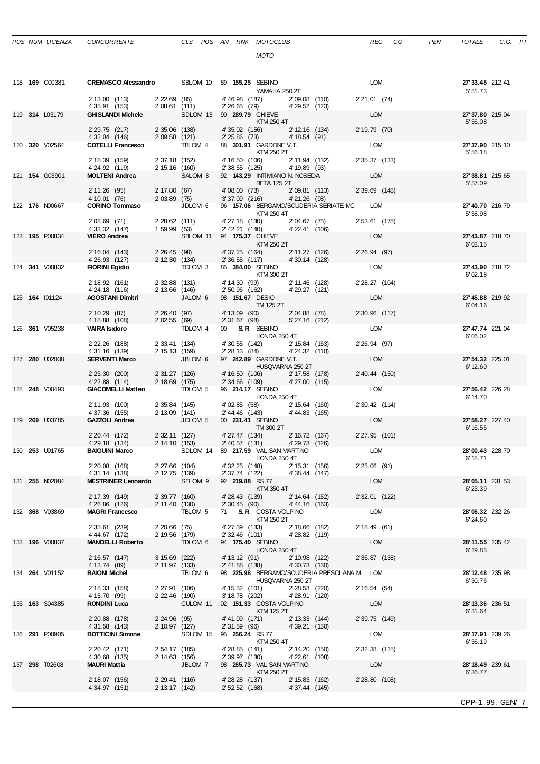| POS | NUM | LICENZA | CONCORRENTE | CLS | POS | AN | RNK | MOTOCLUB / MOTO | REG | CO | PEN | TOTALE | C.G. | PT |
|---|---|---|---|---|---|---|---|---|---|---|---|---|---|---|
| 118 | **169** | C00381 | **CREMASCO Alessandro** | SBLOM | 10 | 89 | **155.25** | SEBINO / YAMAHA 250 2T | LOM | | | **27'33.45** 5'51.73 | 212.41 | |
| | | | 2'13.00 (113) 2'22.69 (85) 4'46.98 (187) 2'09.08 (110) 2'21.01 (74) 4'35.91 (153) 2'08.61 (111) 2'26.65 (79) 4'29.52 (123) | | | | | | | | | | | |
| 119 | **314** | L03179 | **GHISLANDI Michele** | SDLOM | 13 | 90 | **289.79** | CHIEVE / KTM 250 4T | LOM | | | **27'37.80** 5'56.08 | 215.04 | |
| | | | 2'29.75 (217) 2'35.06 (138) 4'35.02 (156) 2'12.16 (134) 2'19.79 (70) 4'32.04 (146) 2'09.58 (121) 2'25.86 (73) 4'18.54 (91) | | | | | | | | | | | |
| 120 | **320** | V02564 | **COTELLI Francesco** | TBLOM | 4 | 88 | **301.91** | GARDONE V.T. / KTM 250 2T | LOM | | | **27'37.90** 5'56.18 | 215.10 | |
| | | | 2'18.39 (159) 2'37.18 (152) 4'16.50 (106) 2'11.94 (132) 2'35.37 (133) 4'24.92 (119) 2'15.16 (160) 2'38.55 (125) 4'19.89 (93) | | | | | | | | | | | |
| 121 | **154** | G03901 | **MOLTENI Andrea** | SALOM | 8 | 92 | **143.29** | INTIMIANO N. NOSEDA / BETA 125 2T | LOM | | | **27'38.81** 5'57.09 | 215.65 | |
| | | | 2'11.26 (95) 2'17.80 (67) 4'08.00 (73) 2'09.81 (113) 2'39.69 (148) 4'10.01 (76) 2'03.89 (75) 3'37.09 (216) 4'21.26 (98) | | | | | | | | | | | |
| 122 | **176** | N00667 | **CORINO Tommaso** | JDLOM | 6 | 96 | **157.06** | BERGAMO/SCUDERIA SERIATE MC / KTM 250 4T | LOM | | | **27'40.70** 5'58.98 | 216.79 | |
| | | | 2'08.69 (71) 2'28.62 (111) 4'27.18 (130) 2'04.67 (75) 2'53.61 (178) 4'33.32 (147) 1'59.99 (53) 2'42.21 (140) 4'22.41 (106) | | | | | | | | | | | |
| 123 | **195** | P00834 | **VIERO Andrea** | SBLOM | 11 | 94 | **175.37** | CHIEVE / KTM 250 2T | LOM | | | **27'43.87** 6'02.15 | 218.70 | |
| | | | 2'16.04 (143) 2'26.45 (98) 4'37.25 (164) 2'11.27 (126) 2'26.94 (97) 4'26.93 (127) 2'12.30 (134) 2'36.55 (117) 4'30.14 (128) | | | | | | | | | | | |
| 124 | **341** | V00832 | **FIORINI Egidio** | TCLOM | 3 | 85 | **384.00** | SEBINO / KTM 300 2T | LOM | | | **27'43.90** 6'02.18 | 218.72 | |
| | | | 2'18.92 (161) 2'32.88 (131) 4'14.30 (99) 2'11.46 (128) 2'28.27 (104) 4'24.18 (116) 2'13.66 (146) 2'50.96 (162) 4'29.27 (121) | | | | | | | | | | | |
| 125 | **164** | I01124 | **AGOSTANI Dimitri** | JALOM | 6 | 98 | **151.67** | DESIO / TM 125 2T | LOM | | | **27'45.88** 6'04.16 | 219.92 | |
| | | | 2'10.29 (87) 2'26.40 (97) 4'13.09 (90) 2'04.88 (78) 2'30.96 (117) 4'18.88 (108) 2'02.55 (69) 2'31.67 (98) 5'27.16 (212) | | | | | | | | | | | |
| 126 | **361** | V05238 | **VAIRA Isidoro** | TDLOM | 4 | 00 | **S.R** | SEBINO / HONDA 250 4T | LOM | | | **27'47.74** 6'06.02 | 221.04 | |
| | | | 2'22.26 (188) 2'33.41 (134) 4'30.55 (142) 2'15.84 (163) 2'26.94 (97) 4'31.16 (139) 2'15.13 (159) 2'28.13 (84) 4'24.32 (110) | | | | | | | | | | | |
| 127 | **280** | U02038 | **SERVENTI Marco** | JBLOM | 6 | 97 | **242.89** | GARDONE V.T. / HUSQVARNA 250 2T | LOM | | | **27'54.32** 6'12.60 | 225.01 | |
| | | | 2'25.30 (200) 2'31.27 (126) 4'16.50 (106) 2'17.58 (178) 2'40.44 (150) 4'22.88 (114) 2'18.69 (175) 2'34.66 (109) 4'27.00 (115) | | | | | | | | | | | |
| 128 | **248** | V00493 | **GIACOMELLI Matteo** | TDLOM | 5 | 96 | **214.17** | SEBINO / HONDA 250 4T | LOM | | | **27'56.42** 6'14.70 | 226.28 | |
| | | | 2'11.93 (100) 2'35.84 (145) 4'02.85 (58) 2'15.64 (160) 2'30.42 (114) 4'37.36 (155) 2'13.09 (141) 2'44.46 (143) 4'44.83 (165) | | | | | | | | | | | |
| 129 | **269** | U03785 | **GAZZOLI Andrea** | JCLOM | 5 | 00 | **231.41** | SEBINO / TM 300 2T | LOM | | | **27'58.27** 6'16.55 | 227.40 | |
| | | | 2'20.44 (172) 2'32.11 (127) 4'27.47 (134) 2'16.72 (167) 2'27.95 (101) 4'29.18 (134) 2'14.10 (153) 2'40.57 (131) 4'29.73 (126) | | | | | | | | | | | |
| 130 | **253** | U01765 | **BAIGUINI Marco** | SDLOM | 14 | 89 | **217.59** | VAL SAN MARTINO / HONDA 250 4T | LOM | | | **28'00.43** 6'18.71 | 228.70 | |
| | | | 2'20.08 (168) 2'27.66 (104) 4'32.25 (148) 2'15.31 (156) 2'25.06 (91) 4'31.14 (138) 2'12.75 (139) 2'37.74 (122) 4'38.44 (147) | | | | | | | | | | | |
| 131 | **255** | N02084 | **MESTRINER Leonardo** | SELOM | 9 | 92 | **219.88** | RS 77 / KTM 350 4T | LOM | | | **28'05.11** 6'23.39 | 231.53 | |
| | | | 2'17.39 (149) 2'39.77 (160) 4'28.43 (139) 2'14.64 (152) 2'32.01 (122) 4'26.86 (126) 2'11.40 (130) 2'30.45 (90) 4'44.16 (163) | | | | | | | | | | | |
| 132 | **368** | V03869 | **MAGRI Francesco** | TBLOM | 5 | 71 | **S.R** | COSTA VOLPINO / KTM 250 2T | LOM | | | **28'06.32** 6'24.60 | 232.26 | |
| | | | 2'35.61 (239) 2'20.66 (75) 4'27.39 (133) 2'18.66 (182) 2'18.49 (61) 4'44.67 (172) 2'19.56 (179) 2'32.46 (101) 4'28.82 (119) | | | | | | | | | | | |
| 133 | **196** | V00837 | **MANDELLI Roberto** | TDLOM | 6 | 94 | **175.40** | SEBINO / HONDA 250 4T | LOM | | | **28'11.55** 6'29.83 | 235.42 | |
| | | | 2'16.57 (147) 3'15.69 (222) 4'13.12 (91) 2'10.98 (122) 2'36.87 (138) 4'13.74 (89) 2'11.97 (133) 2'41.88 (138) 4'30.73 (130) | | | | | | | | | | | |
| 134 | **264** | V01152 | **BAIONI Michel** | TBLOM | 6 | 98 | **225.98** | BERGAMO/SCUDERIA PRESOLANA M / HUSQVARNA 250 2T | LOM | | | **28'12.48** 6'30.76 | 235.98 | |
| | | | 2'18.33 (158) 2'27.91 (106) 4'15.32 (101) 2'28.53 (220) 2'16.54 (54) 4'15.70 (99) 2'22.46 (190) 3'18.78 (202) 4'28.91 (120) | | | | | | | | | | | |
| 135 | **163** | S04385 | **RONDINI Luca** | CULOM | 11 | 02 | **151.33** | COSTA VOLPINO / KTM 125 2T | LOM | | | **28'13.36** 6'31.64 | 236.51 | |
| | | | 2'20.88 (178) 2'24.96 (95) 4'41.09 (171) 2'13.33 (144) 2'39.75 (149) 4'31.58 (143) 2'10.97 (127) 2'31.59 (96) 4'39.21 (150) | | | | | | | | | | | |
| 136 | **291** | P00905 | **BOTTICINI Simone** | SDLOM | 15 | 95 | **256.24** | RS 77 / KTM 250 4T | LOM | | | **28'17.91** 6'36.19 | 239.26 | |
| | | | 2'20.42 (171) 2'54.17 (185) 4'28.85 (141) 2'14.20 (150) 2'32.38 (125) 4'30.68 (135) 2'14.63 (156) 2'39.97 (130) 4'22.61 (108) | | | | | | | | | | | |
| 137 | **298** | T02608 | **MAURI Mattia** | JBLOM | 7 | 98 | **265.73** | VAL SAN MARTINO / KTM 250 2T | LOM | | | **28'18.49** 6'36.77 | 239.61 | |
| | | | 2'18.07 (156) 2'29.41 (116) 4'28.28 (137) 2'15.83 (162) 2'28.80 (108) 4'34.97 (151) 2'13.17 (142) 2'52.52 (168) 4'37.44 (145) | | | | | | | | | | | |

CPP-1.99. GEN/ 7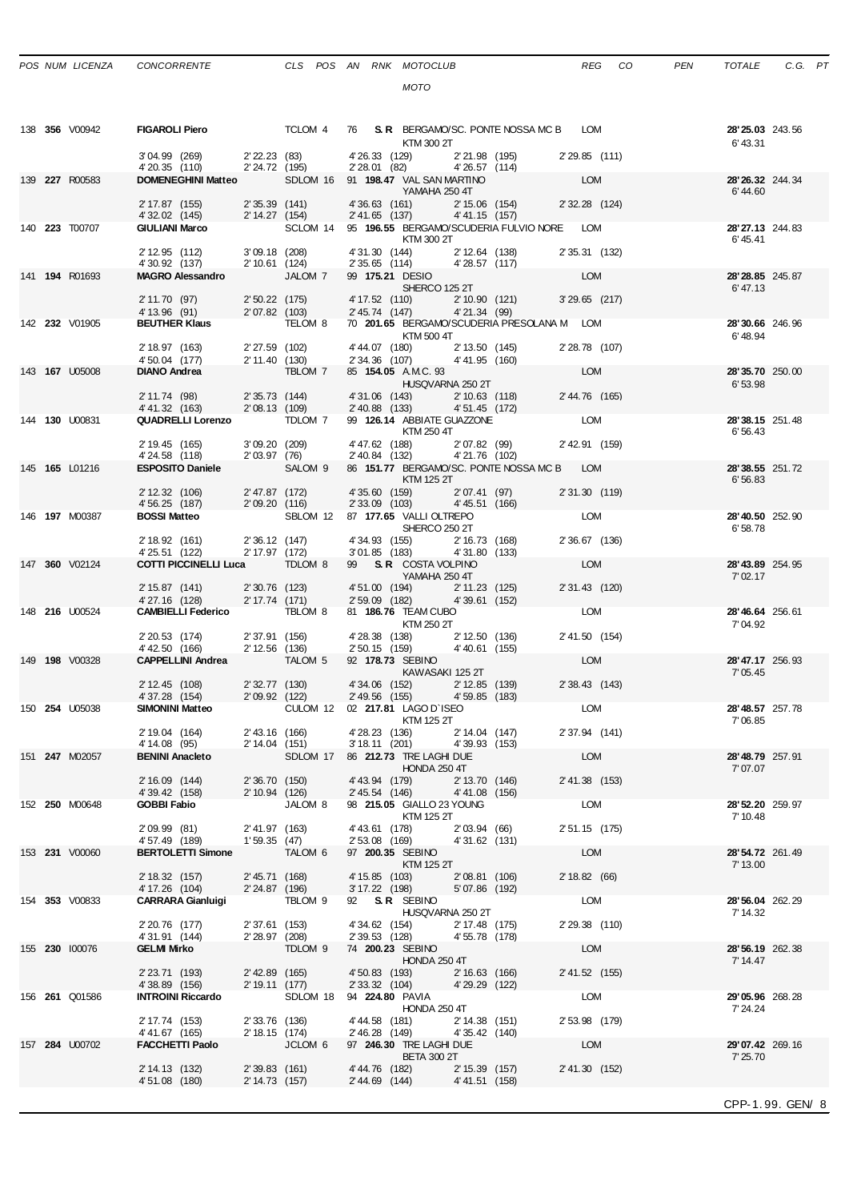| POS | NUM | LICENZA | CONCORRENTE | CLS | POS | AN | RNK | MOTOCLUB / MOTO | REG | CO | PEN | TOTALE | C.G. | PT |
|---|---|---|---|---|---|---|---|---|---|---|---|---|---|---|
| 138 | **356** | V00942 | **FIGAROLI Piero** | TCLOM | 4 | 76 | **S.R** | BERGAMO/SC. PONTE NOSSA MC B / KTM 300 2T | LOM | | | **28'25.03** 6'43.31 | 243.56 | |
| | | | 3'04.99 (269) 4'20.35 (110) | 2'22.23 (83) 2'24.72 (195) | | | | 4'26.33 (129) 2'28.01 (82) 2'21.98 (195) 4'26.57 (114) | 2'29.85 (111) | | | | | |
| 139 | **227** | R00583 | **DOMENEGHINI Matteo** | SDLOM | 16 | 91 | **198.47** | VAL SAN MARTINO / YAMAHA 250 4T | LOM | | | **28'26.32** 6'44.60 | 244.34 | |
| | | | 2'17.87 (155) 4'32.02 (145) | 2'35.39 (141) 2'14.27 (154) | | | | 4'36.63 (161) 2'41.65 (137) 2'15.06 (154) 4'41.15 (157) | 2'32.28 (124) | | | | | |
| 140 | **223** | T00707 | **GIULIANI Marco** | SCLOM | 14 | 95 | **196.55** | BERGAMO/SCUDERIA FULVIO NORE / KTM 300 2T | LOM | | | **28'27.13** 6'45.41 | 244.83 | |
| | | | 2'12.95 (112) 4'30.92 (137) | 3'09.18 (208) 2'10.61 (124) | | | | 4'31.30 (144) 2'35.65 (114) 2'12.64 (138) 4'28.57 (117) | 2'35.31 (132) | | | | | |
| 141 | **194** | R01693 | **MAGRO Alessandro** | JALOM | 7 | 99 | **175.21** | DESIO / SHERCO 125 2T | LOM | | | **28'28.85** 6'47.13 | 245.87 | |
| | | | 2'11.70 (97) 4'13.96 (91) | 2'50.22 (175) 2'07.82 (103) | | | | 4'17.52 (110) 2'45.74 (147) 2'10.90 (121) 4'21.34 (99) | 3'29.65 (217) | | | | | |
| 142 | **232** | V01905 | **BEUTHER Klaus** | TELOM | 8 | 70 | **201.65** | BERGAMO/SCUDERIA PRESOLANA M / KTM 500 4T | LOM | | | **28'30.66** 6'48.94 | 246.96 | |
| | | | 2'18.97 (163) 4'50.04 (177) | 2'27.59 (102) 2'11.40 (130) | | | | 4'44.07 (180) 2'34.36 (107) 2'13.50 (145) 4'41.95 (160) | 2'28.78 (107) | | | | | |
| 143 | **167** | U05008 | **DIANO Andrea** | TBLOM | 7 | 85 | **154.05** | A.M.C. 93 / HUSQVARNA 250 2T | LOM | | | **28'35.70** 6'53.98 | 250.00 | |
| | | | 2'11.74 (98) 4'41.32 (163) | 2'35.73 (144) 2'08.13 (109) | | | | 4'31.06 (143) 2'40.88 (133) 2'10.63 (118) 4'51.45 (172) | 2'44.76 (165) | | | | | |
| 144 | **130** | U00831 | **QUADRELLI Lorenzo** | TDLOM | 7 | 99 | **126.14** | ABBIATE GUAZZONE / KTM 250 4T | LOM | | | **28'38.15** 6'56.43 | 251.48 | |
| | | | 2'19.45 (165) 4'24.58 (118) | 3'09.20 (209) 2'03.97 (76) | | | | 4'47.62 (188) 2'40.84 (132) 2'07.82 (99) 4'21.76 (102) | 2'42.91 (159) | | | | | |
| 145 | **165** | L01216 | **ESPOSITO Daniele** | SALOM | 9 | 86 | **151.77** | BERGAMO/SC. PONTE NOSSA MC B / KTM 125 2T | LOM | | | **28'38.55** 6'56.83 | 251.72 | |
| | | | 2'12.32 (106) 4'56.25 (187) | 2'47.87 (172) 2'09.20 (116) | | | | 4'35.60 (159) 2'33.09 (103) 2'07.41 (97) 4'45.51 (166) | 2'31.30 (119) | | | | | |
| 146 | **197** | M00387 | **BOSSI Matteo** | SBLOM | 12 | 87 | **177.65** | VALLI OLTREPO / SHERCO 250 2T | LOM | | | **28'40.50** 6'58.78 | 252.90 | |
| | | | 2'18.92 (161) 4'25.51 (122) | 2'36.12 (147) 2'17.97 (172) | | | | 4'34.93 (155) 3'01.85 (183) 2'16.73 (168) 4'31.80 (133) | 2'36.67 (136) | | | | | |
| 147 | **360** | V02124 | **COTTI PICCINELLI Luca** | TDLOM | 8 | 99 | **S.R** | COSTA VOLPINO / YAMAHA 250 4T | LOM | | | **28'43.89** 7'02.17 | 254.95 | |
| | | | 2'15.87 (141) 4'27.16 (128) | 2'30.76 (123) 2'17.74 (171) | | | | 4'51.00 (194) 2'59.09 (182) 2'11.23 (125) 4'39.61 (152) | 2'31.43 (120) | | | | | |
| 148 | **216** | U00524 | **CAMBIELLI Federico** | TBLOM | 8 | 81 | **186.76** | TEAM CUBO / KTM 250 2T | LOM | | | **28'46.64** 7'04.92 | 256.61 | |
| | | | 2'20.53 (174) 4'42.50 (166) | 2'37.91 (156) 2'12.56 (136) | | | | 4'28.38 (138) 2'50.15 (159) 2'12.50 (136) 4'40.61 (155) | 2'41.50 (154) | | | | | |
| 149 | **198** | V00328 | **CAPPELLINI Andrea** | TALOM | 5 | 92 | **178.73** | SEBINO / KAWASAKI 125 2T | LOM | | | **28'47.17** 7'05.45 | 256.93 | |
| | | | 2'12.45 (108) 4'37.28 (154) | 2'32.77 (130) 2'09.92 (122) | | | | 4'34.06 (152) 2'49.56 (155) 2'12.85 (139) 4'59.85 (183) | 2'38.43 (143) | | | | | |
| 150 | **254** | U05038 | **SIMONINI Matteo** | CULOM | 12 | 02 | **217.81** | LAGO D`ISEO / KTM 125 2T | LOM | | | **28'48.57** 7'06.85 | 257.78 | |
| | | | 2'19.04 (164) 4'14.08 (95) | 2'43.16 (166) 2'14.04 (151) | | | | 4'28.23 (136) 3'18.11 (201) 2'14.04 (147) 4'39.93 (153) | 2'37.94 (141) | | | | | |
| 151 | **247** | M02057 | **BENINI Anacleto** | SDLOM | 17 | 86 | **212.73** | TRE LAGHI DUE / HONDA 250 4T | LOM | | | **28'48.79** 7'07.07 | 257.91 | |
| | | | 2'16.09 (144) 4'39.42 (158) | 2'36.70 (150) 2'10.94 (126) | | | | 4'43.94 (179) 2'45.54 (146) 2'13.70 (146) 4'41.08 (156) | 2'41.38 (153) | | | | | |
| 152 | **250** | M00648 | **GOBBI Fabio** | JALOM | 8 | 98 | **215.05** | GIALLO 23 YOUNG / KTM 125 2T | LOM | | | **28'52.20** 7'10.48 | 259.97 | |
| | | | 2'09.99 (81) 4'57.49 (189) | 2'41.97 (163) 1'59.35 (47) | | | | 4'43.61 (178) 2'53.08 (169) 2'03.94 (66) 4'31.62 (131) | 2'51.15 (175) | | | | | |
| 153 | **231** | V00060 | **BERTOLETTI Simone** | TALOM | 6 | 97 | **200.35** | SEBINO / KTM 125 2T | LOM | | | **28'54.72** 7'13.00 | 261.49 | |
| | | | 2'18.32 (157) 4'17.26 (104) | 2'45.71 (168) 2'24.87 (196) | | | | 4'15.85 (103) 3'17.22 (198) 2'08.81 (106) 5'07.86 (192) | 2'18.82 (66) | | | | | |
| 154 | **353** | V00833 | **CARRARA Gianluigi** | TBLOM | 9 | 92 | **S.R** | SEBINO / HUSQVARNA 250 2T | LOM | | | **28'56.04** 7'14.32 | 262.29 | |
| | | | 2'20.76 (177) 4'31.91 (144) | 2'37.61 (153) 2'28.97 (208) | | | | 4'34.62 (154) 2'39.53 (128) 2'17.48 (175) 4'55.78 (178) | 2'29.38 (110) | | | | | |
| 155 | **230** | I00076 | **GELMI Mirko** | TDLOM | 9 | 74 | **200.23** | SEBINO / HONDA 250 4T | LOM | | | **28'56.19** 7'14.47 | 262.38 | |
| | | | 2'23.71 (193) 4'38.89 (156) | 2'42.89 (165) 2'19.11 (177) | | | | 4'50.83 (193) 2'33.32 (104) 2'16.63 (166) 4'29.29 (122) | 2'41.52 (155) | | | | | |
| 156 | **261** | Q01586 | **INTROINI Riccardo** | SDLOM | 18 | 94 | **224.80** | PAVIA / HONDA 250 4T | LOM | | | **29'05.96** 7'24.24 | 268.28 | |
| | | | 2'17.74 (153) 4'41.67 (165) | 2'33.76 (136) 2'18.15 (174) | | | | 4'44.58 (181) 2'46.28 (149) 2'14.38 (151) 4'35.42 (140) | 2'53.98 (179) | | | | | |
| 157 | **284** | U00702 | **FACCHETTI Paolo** | JCLOM | 6 | 97 | **246.30** | TRE LAGHI DUE / BETA 300 2T | LOM | | | **29'07.42** 7'25.70 | 269.16 | |
| | | | 2'14.13 (132) 4'51.08 (180) | 2'39.83 (161) 2'14.73 (157) | | | | 4'44.76 (182) 2'44.69 (144) 2'15.39 (157) 4'41.51 (158) | 2'41.30 (152) | | | | | |

CPP-1.99. GEN/ 8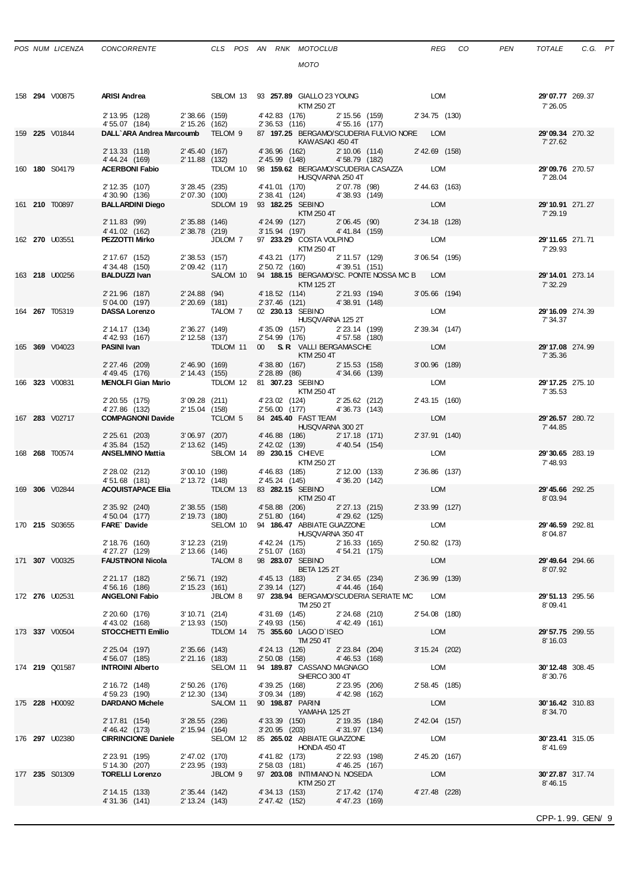| POS | NUM | LICENZA | CONCORRENTE | CLS | POS | AN | RNK | MOTOCLUB / MOTO | REG | CO | PEN | TOTALE | C.G. | PT |
|---|---|---|---|---|---|---|---|---|---|---|---|---|---|---|
| 158 | **294** | V00875 | **ARISI Andrea** | SBLOM | 13 | 93 | **257.89** | GIALLO 23 YOUNG / KTM 250 2T | LOM | | | **29'07.77** 7'26.05 | 269.37 | |
| | | | 2'13.95 (128) 4'55.07 (184) | 2'38.66 (159) 2'15.26 (162) | | | | 4'42.83 (176) 2'36.53 (116) / 2'15.56 (159) 4'55.16 (177) | 2'34.75 (130) | | | | | |
| 159 | **225** | V01844 | **DALL`ARA Andrea Marcoumb** | TELOM | 9 | 87 | **197.25** | BERGAMO/SCUDERIA FULVIO NORE / KAWASAKI 450 4T | LOM | | | **29'09.34** 7'27.62 | 270.32 | |
| | | | 2'13.33 (118) 4'44.24 (169) | 2'45.40 (167) 2'11.88 (132) | | | | 4'36.96 (162) 2'45.99 (148) / 2'10.06 (114) 4'58.79 (182) | 2'42.69 (158) | | | | | |
| 160 | **180** | S04179 | **ACERBONI Fabio** | TDLOM | 10 | 98 | **159.62** | BERGAMO/SCUDERIA CASAZZA / HUSQVARNA 250 4T | LOM | | | **29'09.76** 7'28.04 | 270.57 | |
| | | | 2'12.35 (107) 4'30.90 (136) | 3'28.45 (235) 2'07.30 (100) | | | | 4'41.01 (170) 2'38.41 (124) / 2'07.78 (98) 4'38.93 (149) | 2'44.63 (163) | | | | | |
| 161 | **210** | T00897 | **BALLARDINI Diego** | SDLOM | 19 | 93 | **182.25** | SEBINO / KTM 250 4T | LOM | | | **29'10.91** 7'29.19 | 271.27 | |
| | | | 2'11.83 (99) 4'41.02 (162) | 2'35.88 (146) 2'38.78 (219) | | | | 4'24.99 (127) 3'15.94 (197) / 2'06.45 (90) 4'41.84 (159) | 2'34.18 (128) | | | | | |
| 162 | **270** | U03551 | **PEZZOTTI Mirko** | JDLOM | 7 | 97 | **233.29** | COSTA VOLPINO / KTM 250 4T | LOM | | | **29'11.65** 7'29.93 | 271.71 | |
| | | | 2'17.67 (152) 4'34.48 (150) | 2'38.53 (157) 2'09.42 (117) | | | | 4'43.21 (177) 2'50.72 (160) / 2'11.57 (129) 4'39.51 (151) | 3'06.54 (195) | | | | | |
| 163 | **218** | U00256 | **BALDUZZI Ivan** | SALOM | 10 | 94 | **188.15** | BERGAMO/SC. PONTE NOSSA MC B / KTM 125 2T | LOM | | | **29'14.01** 7'32.29 | 273.14 | |
| | | | 2'21.96 (187) 5'04.00 (197) | 2'24.88 (94) 2'20.69 (181) | | | | 4'18.52 (114) 2'37.46 (121) / 2'21.93 (194) 4'38.91 (148) | 3'05.66 (194) | | | | | |
| 164 | **267** | T05319 | **DASSA Lorenzo** | TALOM | 7 | 02 | **230.13** | SEBINO / HUSQVARNA 125 2T | LOM | | | **29'16.09** 7'34.37 | 274.39 | |
| | | | 2'14.17 (134) 4'42.93 (167) | 2'36.27 (149) 2'12.58 (137) | | | | 4'35.09 (157) 2'54.99 (176) / 2'23.14 (199) 4'57.58 (180) | 2'39.34 (147) | | | | | |
| 165 | **369** | V04023 | **PASINI Ivan** | TDLOM | 11 | 00 | **S. R** | VALLI BERGAMASCHE / KTM 250 4T | LOM | | | **29'17.08** 7'35.36 | 274.99 | |
| | | | 2'27.46 (209) 4'49.45 (176) | 2'46.90 (169) 2'14.43 (155) | | | | 4'38.80 (167) 2'28.89 (86) / 2'15.53 (158) 4'34.66 (139) | 3'00.96 (189) | | | | | |
| 166 | **323** | V00831 | **MENOLFI Gian Mario** | TDLOM | 12 | 81 | **307.23** | SEBINO / KTM 250 4T | LOM | | | **29'17.25** 7'35.53 | 275.10 | |
| | | | 2'20.55 (175) 4'27.86 (132) | 3'09.28 (211) 2'15.04 (158) | | | | 4'23.02 (124) 2'56.00 (177) / 2'25.62 (212) 4'36.73 (143) | 2'43.15 (160) | | | | | |
| 167 | **283** | V02717 | **COMPAGNONI Davide** | TCLOM | 5 | 84 | **245.40** | FAST TEAM / HUSQVARNA 300 2T | LOM | | | **29'26.57** 7'44.85 | 280.72 | |
| | | | 2'25.61 (203) 4'35.84 (152) | 3'06.97 (207) 2'13.62 (145) | | | | 4'46.88 (186) 2'42.02 (139) / 2'17.18 (171) 4'40.54 (154) | 2'37.91 (140) | | | | | |
| 168 | **268** | T00574 | **ANSELMINO Mattia** | SBLOM | 14 | 89 | **230.15** | CHIEVE / KTM 250 2T | LOM | | | **29'30.65** 7'48.93 | 283.19 | |
| | | | 2'28.02 (212) 4'51.68 (181) | 3'00.10 (198) 2'13.72 (148) | | | | 4'46.83 (185) 2'45.24 (145) / 2'12.00 (133) 4'36.20 (142) | 2'36.86 (137) | | | | | |
| 169 | **306** | V02844 | **ACQUISTAPACE Elia** | TDLOM | 13 | 83 | **282.15** | SEBINO / KTM 250 4T | LOM | | | **29'45.66** 8'03.94 | 292.25 | |
| | | | 2'35.92 (240) 4'50.04 (177) | 2'38.55 (158) 2'19.73 (180) | | | | 4'58.88 (206) 2'51.80 (164) / 2'27.13 (215) 4'29.62 (125) | 2'33.99 (127) | | | | | |
| 170 | **215** | S03655 | **FARE` Davide** | SELOM | 10 | 94 | **186.47** | ABBIATE GUAZZONE / HUSQVARNA 350 4T | LOM | | | **29'46.59** 8'04.87 | 292.81 | |
| | | | 2'18.76 (160) 4'27.27 (129) | 3'12.23 (219) 2'13.66 (146) | | | | 4'42.24 (175) 2'51.07 (163) / 2'16.33 (165) 4'54.21 (175) | 2'50.82 (173) | | | | | |
| 171 | **307** | V00325 | **FAUSTINONI Nicola** | TALOM | 8 | 98 | **283.07** | SEBINO / BETA 125 2T | LOM | | | **29'49.64** 8'07.92 | 294.66 | |
| | | | 2'21.17 (182) 4'56.16 (186) | 2'56.71 (192) 2'15.23 (161) | | | | 4'45.13 (183) 2'39.14 (127) / 2'34.65 (234) 4'44.46 (164) | 2'36.99 (139) | | | | | |
| 172 | **276** | U02531 | **ANGELONI Fabio** | JBLOM | 8 | 97 | **238.94** | BERGAMO/SCUDERIA SERIATE MC / TM 250 2T | LOM | | | **29'51.13** 8'09.41 | 295.56 | |
| | | | 2'20.60 (176) 4'43.02 (168) | 3'10.71 (214) 2'13.93 (150) | | | | 4'31.69 (145) 2'49.93 (156) / 2'24.68 (210) 4'42.49 (161) | 2'54.08 (180) | | | | | |
| 173 | **337** | V00504 | **STOCCHETTI Emilio** | TDLOM | 14 | 75 | **355.60** | LAGO D`ISEO / TM 250 4T | LOM | | | **29'57.75** 8'16.03 | 299.55 | |
| | | | 2'25.04 (197) 4'56.07 (185) | 2'35.66 (143) 2'21.16 (183) | | | | 4'24.13 (126) 2'50.08 (158) / 2'23.84 (204) 4'46.53 (168) | 3'15.24 (202) | | | | | |
| 174 | **219** | Q01587 | **INTROINI Alberto** | SELOM | 11 | 94 | **189.87** | CASSANO MAGNAGO / SHERCO 300 4T | LOM | | | **30'12.48** 8'30.76 | 308.45 | |
| | | | 2'16.72 (148) 4'59.23 (190) | 2'50.26 (176) 2'12.30 (134) | | | | 4'39.25 (168) 3'09.34 (189) / 2'23.95 (206) 4'42.98 (162) | 2'58.45 (185) | | | | | |
| 175 | **228** | H00092 | **DARDANO Michele** | SALOM | 11 | 90 | **198.87** | PARINI / YAMAHA 125 2T | LOM | | | **30'16.42** 8'34.70 | 310.83 | |
| | | | 2'17.81 (154) 4'46.42 (173) | 3'28.55 (236) 2'15.94 (164) | | | | 4'33.39 (150) 3'20.95 (203) / 2'19.35 (184) 4'31.97 (134) | 2'42.04 (157) | | | | | |
| 176 | **297** | U02380 | **CIRRINCIONE Daniele** | SELOM | 12 | 85 | **265.02** | ABBIATE GUAZZONE / HONDA 450 4T | LOM | | | **30'23.41** 8'41.69 | 315.05 | |
| | | | 2'23.91 (195) 5'14.30 (207) | 2'47.02 (170) 2'23.95 (193) | | | | 4'41.82 (173) 2'58.03 (181) / 2'22.93 (198) 4'46.25 (167) | 2'45.20 (167) | | | | | |
| 177 | **235** | S01309 | **TORELLI Lorenzo** | JBLOM | 9 | 97 | **203.08** | INTIMIANO N. NOSEDA / KTM 250 2T | LOM | | | **30'27.87** 8'46.15 | 317.74 | |
| | | | 2'14.15 (133) 4'31.36 (141) | 2'35.44 (142) 2'13.24 (143) | | | | 4'34.13 (153) 2'47.42 (152) / 2'17.42 (174) 4'47.23 (169) | 4'27.48 (228) | | | | | |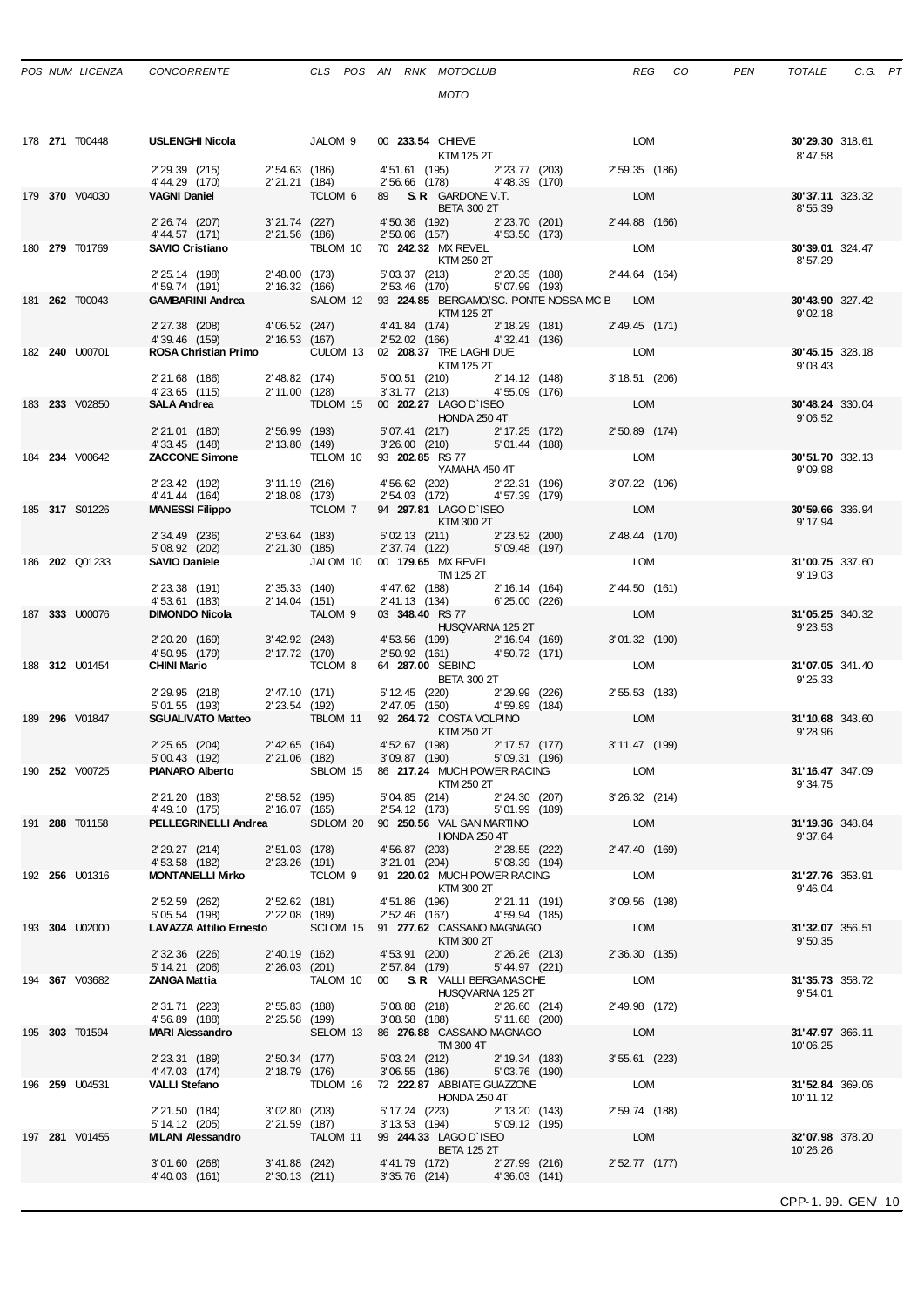| POS | NUM | LICENZA | CONCORRENTE | CLS | POS | AN | RNK | MOTOCLUB / MOTO | REG | CO | PEN | TOTALE | C.G. | PT |
|---|---|---|---|---|---|---|---|---|---|---|---|---|---|---|
| 178 | **271** | T00448 | **USLENGHI Nicola** | JALOM | 9 | 00 | **233.54** | CHIEVE / KTM 125 2T | LOM | | | **30'29.30** 8'47.58 | 318.61 | |
| | | | 2'29.39 (215) / 4'44.29 (170) | 2'54.63 (186) / 2'21.21 (184) | | | | 4'51.61 (195) / 2'56.66 (178) — 2'23.77 (203) / 4'48.39 (170) | 2'59.35 (186) | | | | | |
| 179 | **370** | V04030 | **VAGNI Daniel** | TCLOM | 6 | 89 | **S.R** | GARDONE V.T. / BETA 300 2T | LOM | | | **30'37.11** 8'55.39 | 323.32 | |
| | | | 2'26.74 (207) / 4'44.57 (171) | 3'21.74 (227) / 2'21.56 (186) | | | | 4'50.36 (192) / 2'50.06 (157) — 2'23.70 (201) / 4'53.50 (173) | 2'44.88 (166) | | | | | |
| 180 | **279** | T01769 | **SAVIO Cristiano** | TBLOM | 10 | 70 | **242.32** | MX REVEL / KTM 250 2T | LOM | | | **30'39.01** 8'57.29 | 324.47 | |
| | | | 2'25.14 (198) / 4'59.74 (191) | 2'48.00 (173) / 2'16.32 (166) | | | | 5'03.37 (213) / 2'53.46 (170) — 2'20.35 (188) / 5'07.99 (193) | 2'44.64 (164) | | | | | |
| 181 | **262** | T00043 | **GAMBARINI Andrea** | SALOM | 12 | 93 | **224.85** | BERGAMO/SC. PONTE NOSSA MC B / KTM 125 2T | LOM | | | **30'43.90** 9'02.18 | 327.42 | |
| | | | 2'27.38 (208) / 4'39.46 (159) | 4'06.52 (247) / 2'16.53 (167) | | | | 4'41.84 (174) / 2'52.02 (166) — 2'18.29 (181) / 4'32.41 (136) | 2'49.45 (171) | | | | | |
| 182 | **240** | U00701 | **ROSA Christian Primo** | CULOM | 13 | 02 | **208.37** | TRE LAGHI DUE / KTM 125 2T | LOM | | | **30'45.15** 9'03.43 | 328.18 | |
| | | | 2'21.68 (186) / 4'23.65 (115) | 2'48.82 (174) / 2'11.00 (128) | | | | 5'00.51 (210) / 3'31.77 (213) — 2'14.12 (148) / 4'55.09 (176) | 3'18.51 (206) | | | | | |
| 183 | **233** | V02850 | **SALA Andrea** | TDLOM | 15 | 00 | **202.27** | LAGO D'ISEO / HONDA 250 4T | LOM | | | **30'48.24** 9'06.52 | 330.04 | |
| | | | 2'21.01 (180) / 4'33.45 (148) | 2'56.99 (193) / 2'13.80 (149) | | | | 5'07.41 (217) / 3'26.00 (210) — 2'17.25 (172) / 5'01.44 (188) | 2'50.89 (174) | | | | | |
| 184 | **234** | V00642 | **ZACCONE Simone** | TELOM | 10 | 93 | **202.85** | RS 77 / YAMAHA 450 4T | LOM | | | **30'51.70** 9'09.98 | 332.13 | |
| | | | 2'23.42 (192) / 4'41.44 (164) | 3'11.19 (216) / 2'18.08 (173) | | | | 4'56.62 (202) / 2'54.03 (172) — 2'22.31 (196) / 4'57.39 (179) | 3'07.22 (196) | | | | | |
| 185 | **317** | S01226 | **MANESSI Filippo** | TCLOM | 7 | 94 | **297.81** | LAGO D'ISEO / KTM 300 2T | LOM | | | **30'59.66** 9'17.94 | 336.94 | |
| | | | 2'34.49 (236) / 5'08.92 (202) | 2'53.64 (183) / 2'21.30 (185) | | | | 5'02.13 (211) / 2'37.74 (122) — 2'23.52 (200) / 5'09.48 (197) | 2'48.44 (170) | | | | | |
| 186 | **202** | Q01233 | **SAVIO Daniele** | JALOM | 10 | 00 | **179.65** | MX REVEL / TM 125 2T | LOM | | | **31'00.75** 9'19.03 | 337.60 | |
| | | | 2'23.38 (191) / 4'53.61 (183) | 2'35.33 (140) / 2'14.04 (151) | | | | 4'47.62 (188) / 2'41.13 (134) — 2'16.14 (164) / 6'25.00 (226) | 2'44.50 (161) | | | | | |
| 187 | **333** | U00076 | **DIMONDO Nicola** | TALOM | 9 | 03 | **348.40** | RS 77 / HUSQVARNA 125 2T | LOM | | | **31'05.25** 9'23.53 | 340.32 | |
| | | | 2'20.20 (169) / 4'50.95 (179) | 3'42.92 (243) / 2'17.72 (170) | | | | 4'53.56 (199) / 2'50.92 (161) — 2'16.94 (169) / 4'50.72 (171) | 3'01.32 (190) | | | | | |
| 188 | **312** | U01454 | **CHINI Mario** | TCLOM | 8 | 64 | **287.00** | SEBINO / BETA 300 2T | LOM | | | **31'07.05** 9'25.33 | 341.40 | |
| | | | 2'29.95 (218) / 5'01.55 (193) | 2'47.10 (171) / 2'23.54 (192) | | | | 5'12.45 (220) / 2'47.05 (150) — 2'29.99 (226) / 4'59.89 (184) | 2'55.53 (183) | | | | | |
| 189 | **296** | V01847 | **SGUALIVATO Matteo** | TBLOM | 11 | 92 | **264.72** | COSTA VOLPINO / KTM 250 2T | LOM | | | **31'10.68** 9'28.96 | 343.60 | |
| | | | 2'25.65 (204) / 5'00.43 (192) | 2'42.65 (164) / 2'21.06 (182) | | | | 4'52.67 (198) / 3'09.87 (190) — 2'17.57 (177) / 5'09.31 (196) | 3'11.47 (199) | | | | | |
| 190 | **252** | V00725 | **PIANARO Alberto** | SBLOM | 15 | 86 | **217.24** | MUCH POWER RACING / KTM 250 2T | LOM | | | **31'16.47** 9'34.75 | 347.09 | |
| | | | 2'21.20 (183) / 4'49.10 (175) | 2'58.52 (195) / 2'16.07 (165) | | | | 5'04.85 (214) / 2'54.12 (173) — 2'24.30 (207) / 5'01.99 (189) | 3'26.32 (214) | | | | | |
| 191 | **288** | T01158 | **PELLEGRINELLI Andrea** | SDLOM | 20 | 90 | **250.56** | VAL SAN MARTINO / HONDA 250 4T | LOM | | | **31'19.36** 9'37.64 | 348.84 | |
| | | | 2'29.27 (214) / 4'53.58 (182) | 2'51.03 (178) / 2'23.26 (191) | | | | 4'56.87 (203) / 3'21.01 (204) — 2'28.55 (222) / 5'08.39 (194) | 2'47.40 (169) | | | | | |
| 192 | **256** | U01316 | **MONTANELLI Mirko** | TCLOM | 9 | 91 | **220.02** | MUCH POWER RACING / KTM 300 2T | LOM | | | **31'27.76** 9'46.04 | 353.91 | |
| | | | 2'52.59 (262) / 5'05.54 (198) | 2'52.62 (181) / 2'22.08 (189) | | | | 4'51.86 (196) / 2'52.46 (167) — 2'21.11 (191) / 4'59.94 (185) | 3'09.56 (198) | | | | | |
| 193 | **304** | U02000 | **LAVAZZA Attilio Ernesto** | SCLOM | 15 | 91 | **277.62** | CASSANO MAGNAGO / KTM 300 2T | LOM | | | **31'32.07** 9'50.35 | 356.51 | |
| | | | 2'32.36 (226) / 5'14.21 (206) | 2'40.19 (162) / 2'26.03 (201) | | | | 4'53.91 (200) / 2'57.84 (179) — 2'26.26 (213) / 5'44.97 (221) | 2'36.30 (135) | | | | | |
| 194 | **367** | V03682 | **ZANGA Mattia** | TALOM | 10 | 00 | **S.R** | VALLI BERGAMASCHE / HUSQVARNA 125 2T | LOM | | | **31'35.73** 9'54.01 | 358.72 | |
| | | | 2'31.71 (223) / 4'56.89 (188) | 2'55.83 (188) / 2'25.58 (199) | | | | 5'08.88 (218) / 3'08.58 (188) — 2'26.60 (214) / 5'11.68 (200) | 2'49.98 (172) | | | | | |
| 195 | **303** | T01594 | **MARI Alessandro** | SELOM | 13 | 86 | **276.88** | CASSANO MAGNAGO / TM 300 4T | LOM | | | **31'47.97** 10'06.25 | 366.11 | |
| | | | 2'23.31 (189) / 4'47.03 (174) | 2'50.34 (177) / 2'18.79 (176) | | | | 5'03.24 (212) / 3'06.55 (186) — 2'19.34 (183) / 5'03.76 (190) | 3'55.61 (223) | | | | | |
| 196 | **259** | U04531 | **VALLI Stefano** | TDLOM | 16 | 72 | **222.87** | ABBIATE GUAZZONE / HONDA 250 4T | LOM | | | **31'52.84** 10'11.12 | 369.06 | |
| | | | 2'21.50 (184) / 5'14.12 (205) | 3'02.80 (203) / 2'21.59 (187) | | | | 5'17.24 (223) / 3'13.53 (194) — 2'13.20 (143) / 5'09.12 (195) | 2'59.74 (188) | | | | | |
| 197 | **281** | V01455 | **MILANI Alessandro** | TALOM | 11 | 99 | **244.33** | LAGO D'ISEO / BETA 125 2T | LOM | | | **32'07.98** 10'26.26 | 378.20 | |
| | | | 3'01.60 (268) / 4'40.03 (161) | 3'41.88 (242) / 2'30.13 (211) | | | | 4'41.79 (172) / 3'35.76 (214) — 2'27.99 (216) / 4'36.03 (141) | 2'52.77 (177) | | | | | |

CPP-1.99. GEN/ 10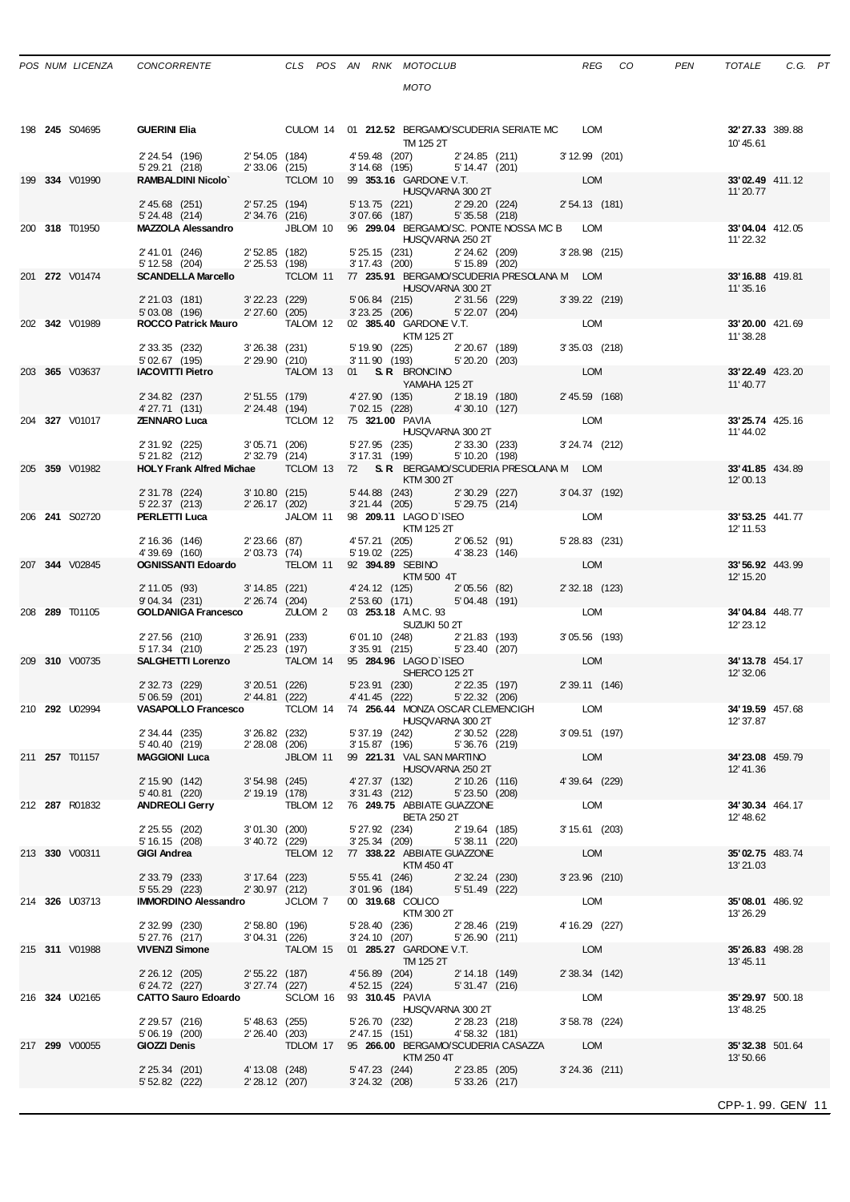| POS | NUM | LICENZA | CONCORRENTE | CLS | POS | AN | RNK | MOTOCLUB / MOTO | REG | CO | PEN | TOTALE | C.G. | PT |
|---|---|---|---|---|---|---|---|---|---|---|---|---|---|---|
| 198 | **245** | S04695 | **GUERINI Elia** | CULOM | 14 | 01 | **212.52** | BERGAMO/SCUDERIA SERIATE MC / TM 125 2T | LOM | | | **32'27.33** 10'45.61 | 389.88 | |
| | | | 2'24.54 (196) · 2'54.05 (184) · 4'59.48 (207) · 2'24.85 (211) · 3'12.99 (201) · 5'29.21 (218) · 2'33.06 (215) · 3'14.68 (195) · 5'14.47 (201) | | | | | | | | | | | |
| 199 | **334** | V01990 | **RAMBALDINI Nicolo`** | TCLOM | 10 | 99 | **353.16** | GARDONE V.T. / HUSQVARNA 300 2T | LOM | | | **33'02.49** 11'20.77 | 411.12 | |
| | | | 2'45.68 (251) · 2'57.25 (194) · 5'13.75 (221) · 2'29.20 (224) · 2'54.13 (181) · 5'24.48 (214) · 2'34.76 (216) · 3'07.66 (187) · 5'35.58 (218) | | | | | | | | | | | |
| 200 | **318** | T01950 | **MAZZOLA Alessandro** | JBLOM | 10 | 96 | **299.04** | BERGAMO/SC. PONTE NOSSA MC B / HUSQVARNA 250 2T | LOM | | | **33'04.04** 11'22.32 | 412.05 | |
| | | | 2'41.01 (246) · 2'52.85 (182) · 5'25.15 (231) · 2'24.62 (209) · 3'28.98 (215) · 5'12.58 (204) · 2'25.53 (198) · 3'17.43 (200) · 5'15.89 (202) | | | | | | | | | | | |
| 201 | **272** | V01474 | **SCANDELLA Marcello** | TCLOM | 11 | 77 | **235.91** | BERGAMO/SCUDERIA PRESOLANA M / HUSQVARNA 300 2T | LOM | | | **33'16.88** 11'35.16 | 419.81 | |
| | | | 2'21.03 (181) · 3'22.23 (229) · 5'06.84 (215) · 2'31.56 (229) · 3'39.22 (219) · 5'03.08 (196) · 2'27.60 (205) · 3'23.25 (206) · 5'22.07 (204) | | | | | | | | | | | |
| 202 | **342** | V01989 | **ROCCO Patrick Mauro** | TALOM | 12 | 02 | **385.40** | GARDONE V.T. / KTM 125 2T | LOM | | | **33'20.00** 11'38.28 | 421.69 | |
| | | | 2'33.35 (232) · 3'26.38 (231) · 5'19.90 (225) · 2'20.67 (189) · 3'35.03 (218) · 5'02.67 (195) · 2'29.90 (210) · 3'11.90 (193) · 5'20.20 (203) | | | | | | | | | | | |
| 203 | **365** | V03637 | **IACOVITTI Pietro** | TALOM | 13 | 01 | **S.R** | BRONCINO / YAMAHA 125 2T | LOM | | | **33'22.49** 11'40.77 | 423.20 | |
| | | | 2'34.82 (237) · 2'51.55 (179) · 4'27.90 (135) · 2'18.19 (180) · 2'45.59 (168) · 4'27.71 (131) · 2'24.48 (194) · 7'02.15 (228) · 4'30.10 (127) | | | | | | | | | | | |
| 204 | **327** | V01017 | **ZENNARO Luca** | TCLOM | 12 | 75 | **321.00** | PAVIA / HUSQVARNA 300 2T | LOM | | | **33'25.74** 11'44.02 | 425.16 | |
| | | | 2'31.92 (225) · 3'05.71 (206) · 5'27.95 (235) · 2'33.30 (233) · 3'24.74 (212) · 5'21.82 (212) · 2'32.79 (214) · 3'17.31 (199) · 5'10.20 (198) | | | | | | | | | | | |
| 205 | **359** | V01982 | **HOLY Frank Alfred Michae** | TCLOM | 13 | 72 | **S.R** | BERGAMO/SCUDERIA PRESOLANA M / KTM 300 2T | LOM | | | **33'41.85** 12'00.13 | 434.89 | |
| | | | 2'31.78 (224) · 3'10.80 (215) · 5'44.88 (243) · 2'30.29 (227) · 3'04.37 (192) · 5'22.37 (213) · 2'26.17 (202) · 3'21.44 (205) · 5'29.75 (214) | | | | | | | | | | | |
| 206 | **241** | S02720 | **PERLETTI Luca** | JALOM | 11 | 98 | **209.11** | LAGO D`ISEO / KTM 125 2T | LOM | | | **33'53.25** 12'11.53 | 441.77 | |
| | | | 2'16.36 (146) · 2'23.66 (87) · 4'57.21 (205) · 2'06.52 (91) · 5'28.83 (231) · 4'39.69 (160) · 2'03.73 (74) · 5'19.02 (225) · 4'38.23 (146) | | | | | | | | | | | |
| 207 | **344** | V02845 | **OGNISSANTI Edoardo** | TELOM | 11 | 92 | **394.89** | SEBINO / KTM 500 4T | LOM | | | **33'56.92** 12'15.20 | 443.99 | |
| | | | 2'11.05 (93) · 3'14.85 (221) · 4'24.12 (125) · 2'05.56 (82) · 2'32.18 (123) · 9'04.34 (231) · 2'26.74 (204) · 2'53.60 (171) · 5'04.48 (191) | | | | | | | | | | | |
| 208 | **289** | T01105 | **GOLDANIGA Francesco** | ZULOM | 2 | 03 | **253.18** | A.M.C. 93 / SUZUKI 50 2T | LOM | | | **34'04.84** 12'23.12 | 448.77 | |
| | | | 2'27.56 (210) · 3'26.91 (233) · 6'01.10 (248) · 2'21.83 (193) · 3'05.56 (193) · 5'17.34 (210) · 2'25.23 (197) · 3'35.91 (215) · 5'23.40 (207) | | | | | | | | | | | |
| 209 | **310** | V00735 | **SALGHETTI Lorenzo** | TALOM | 14 | 95 | **284.96** | LAGO D`ISEO / SHERCO 125 2T | LOM | | | **34'13.78** 12'32.06 | 454.17 | |
| | | | 2'32.73 (229) · 3'20.51 (226) · 5'23.91 (230) · 2'22.35 (197) · 2'39.11 (146) · 5'06.59 (201) · 2'44.81 (222) · 4'41.45 (222) · 5'22.32 (206) | | | | | | | | | | | |
| 210 | **292** | U02994 | **VASAPOLLO Francesco** | TCLOM | 14 | 74 | **256.44** | MONZA OSCAR CLEMENCIGH / HUSQVARNA 300 2T | LOM | | | **34'19.59** 12'37.87 | 457.68 | |
| | | | 2'34.44 (235) · 3'26.82 (232) · 5'37.19 (242) · 2'30.52 (228) · 3'09.51 (197) · 5'40.40 (219) · 2'28.08 (206) · 3'15.87 (196) · 5'36.76 (219) | | | | | | | | | | | |
| 211 | **257** | T01157 | **MAGGIONI Luca** | JBLOM | 11 | 99 | **221.31** | VAL SAN MARTINO / HUSQVARNA 250 2T | LOM | | | **34'23.08** 12'41.36 | 459.79 | |
| | | | 2'15.90 (142) · 3'54.98 (245) · 4'27.37 (132) · 2'10.26 (116) · 4'39.64 (229) · 5'40.81 (220) · 2'19.19 (178) · 3'31.43 (212) · 5'23.50 (208) | | | | | | | | | | | |
| 212 | **287** | R01832 | **ANDREOLI Gerry** | TBLOM | 12 | 76 | **249.75** | ABBIATE GUAZZONE / BETA 250 2T | LOM | | | **34'30.34** 12'48.62 | 464.17 | |
| | | | 2'25.55 (202) · 3'01.30 (200) · 5'27.92 (234) · 2'19.64 (185) · 3'15.61 (203) · 5'16.15 (208) · 3'40.72 (229) · 3'25.34 (209) · 5'38.11 (220) | | | | | | | | | | | |
| 213 | **330** | V00311 | **GIGI Andrea** | TELOM | 12 | 77 | **338.22** | ABBIATE GUAZZONE / KTM 450 4T | LOM | | | **35'02.75** 13'21.03 | 483.74 | |
| | | | 2'33.79 (233) · 3'17.64 (223) · 5'55.41 (246) · 2'32.24 (230) · 3'23.96 (210) · 5'55.29 (223) · 2'30.97 (212) · 3'01.96 (184) · 5'51.49 (222) | | | | | | | | | | | |
| 214 | **326** | U03713 | **IMMORDINO Alessandro** | JCLOM | 7 | 00 | **319.68** | COLICO / KTM 300 2T | LOM | | | **35'08.01** 13'26.29 | 486.92 | |
| | | | 2'32.99 (230) · 2'58.80 (196) · 5'28.40 (236) · 2'28.46 (219) · 4'16.29 (227) · 5'27.76 (217) · 3'04.31 (226) · 3'24.10 (207) · 5'26.90 (211) | | | | | | | | | | | |
| 215 | **311** | V01988 | **VIVENZI Simone** | TALOM | 15 | 01 | **285.27** | GARDONE V.T. / TM 125 2T | LOM | | | **35'26.83** 13'45.11 | 498.28 | |
| | | | 2'26.12 (205) · 2'55.22 (187) · 4'56.89 (204) · 2'14.18 (149) · 2'38.34 (142) · 6'24.72 (227) · 3'27.74 (227) · 4'52.15 (224) · 5'31.47 (216) | | | | | | | | | | | |
| 216 | **324** | U02165 | **CATTO Sauro Edoardo** | SCLOM | 16 | 93 | **310.45** | PAVIA / HUSQVARNA 300 2T | LOM | | | **35'29.97** 13'48.25 | 500.18 | |
| | | | 2'29.57 (216) · 5'48.63 (255) · 5'26.70 (232) · 2'28.23 (218) · 3'58.78 (224) · 5'06.19 (200) · 2'26.40 (203) · 2'47.15 (151) · 4'58.32 (181) | | | | | | | | | | | |
| 217 | **299** | V00055 | **GIOZZI Denis** | TDLOM | 17 | 95 | **266.00** | BERGAMO/SCUDERIA CASAZZA / KTM 250 4T | LOM | | | **35'32.38** 13'50.66 | 501.64 | |
| | | | 2'25.34 (201) · 4'13.08 (248) · 5'47.23 (244) · 2'23.85 (205) · 3'24.36 (211) · 5'52.82 (222) · 2'28.12 (207) · 3'24.32 (208) · 5'33.26 (217) | | | | | | | | | | | |

CPP-1.99. GEN/ 11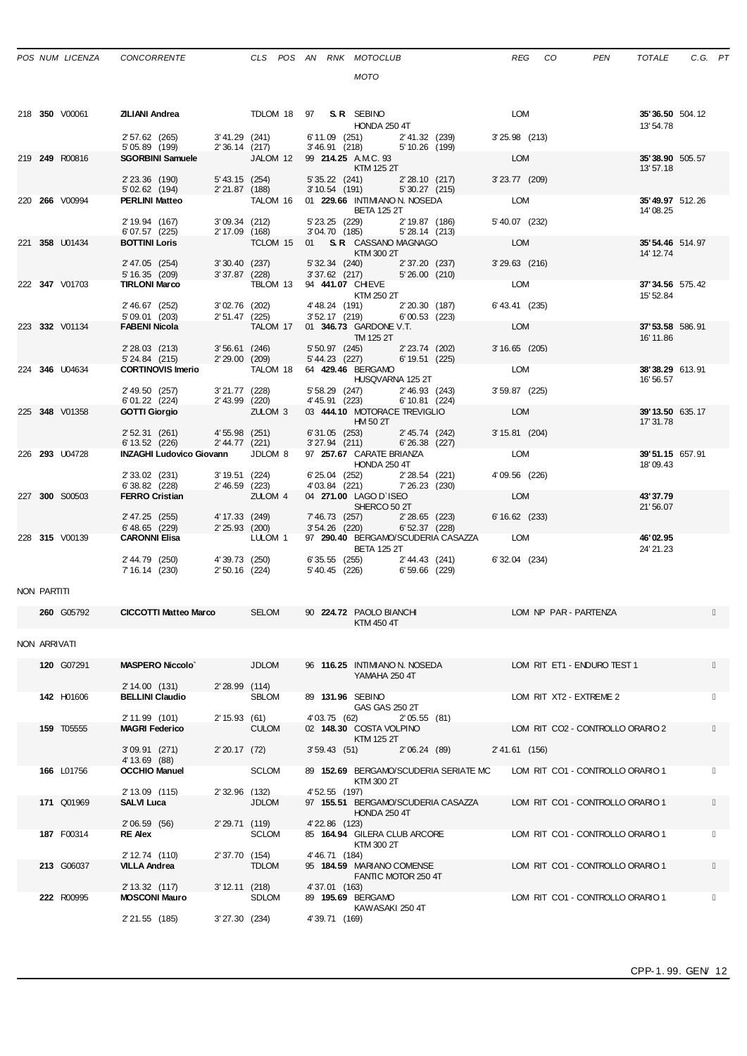| POS | NUM | LICENZA | CONCORRENTE | CLS | POS | AN | RNK | MOTOCLUB / MOTO | REG | CO | PEN | TOTALE | C.G. | PT |
|---|---|---|---|---|---|---|---|---|---|---|---|---|---|---|
| 218 | **350** | V00061 | **ZILIANI Andrea** | TDLOM | 18 | 97 | **S. R** | SEBINO / HONDA 250 4T | LOM | | | **35'36.50** 13'54.78 | 504.12 | |
| | | | 2'57.62 (265) 5'05.89 (199) | 3'41.29 (241) 2'36.14 (217) | | | | 6'11.09 (251) 3'46.91 (218) 2'41.32 (239) 5'10.26 (199) | 3'25.98 (213) | | | | | |
| 219 | **249** | R00816 | **SGORBINI Samuele** | JALOM | 12 | 99 | **214.25** | A.M.C. 93 / KTM 125 2T | LOM | | | **35'38.90** 13'57.18 | 505.57 | |
| | | | 2'23.36 (190) 5'02.62 (194) | 5'43.15 (254) 2'21.87 (188) | | | | 5'35.22 (241) 3'10.54 (191) 2'28.10 (217) 5'30.27 (215) | 3'23.77 (209) | | | | | |
| 220 | **266** | V00994 | **PERLINI Matteo** | TALOM | 16 | 01 | **229.66** | INTIMIANO N. NOSEDA / BETA 125 2T | LOM | | | **35'49.97** 14'08.25 | 512.26 | |
| | | | 2'19.94 (167) 6'07.57 (225) | 3'09.34 (212) 2'17.09 (168) | | | | 5'23.25 (229) 3'04.70 (185) 2'19.87 (186) 5'28.14 (213) | 5'40.07 (232) | | | | | |
| 221 | **358** | U01434 | **BOTTINI Loris** | TCLOM | 15 | 01 | **S. R** | CASSANO MAGNAGO / KTM 300 2T | LOM | | | **35'54.46** 14'12.74 | 514.97 | |
| | | | 2'47.05 (254) 5'16.35 (209) | 3'30.40 (237) 3'37.87 (228) | | | | 5'32.34 (240) 3'37.62 (217) 2'37.20 (237) 5'26.00 (210) | 3'29.63 (216) | | | | | |
| 222 | **347** | V01703 | **TIRLONI Marco** | TBLOM | 13 | 94 | **441.07** | CHIEVE / KTM 250 2T | LOM | | | **37'34.56** 15'52.84 | 575.42 | |
| | | | 2'46.67 (252) 5'09.01 (203) | 3'02.76 (202) 2'51.47 (225) | | | | 4'48.24 (191) 3'52.17 (219) 2'20.30 (187) 6'00.53 (223) | 6'43.41 (235) | | | | | |
| 223 | **332** | V01134 | **FABENI Nicola** | TALOM | 17 | 01 | **346.73** | GARDONE V.T. / TM 125 2T | LOM | | | **37'53.58** 16'11.86 | 586.91 | |
| | | | 2'28.03 (213) 5'24.84 (215) | 3'56.61 (246) 2'29.00 (209) | | | | 5'50.97 (245) 5'44.23 (227) 2'23.74 (202) 6'19.51 (225) | 3'16.65 (205) | | | | | |
| 224 | **346** | U04634 | **CORTINOVIS Imerio** | TALOM | 18 | 64 | **429.46** | BERGAMO / HUSQVARNA 125 2T | LOM | | | **38'38.29** 16'56.57 | 613.91 | |
| | | | 2'49.50 (257) 6'01.22 (224) | 3'21.77 (228) 2'43.99 (220) | | | | 5'58.29 (247) 4'45.91 (223) 2'46.93 (243) 6'10.81 (224) | 3'59.87 (225) | | | | | |
| 225 | **348** | V01358 | **GOTTI Giorgio** | ZULOM | 3 | 03 | **444.10** | MOTORACE TREVIGLIO / HM 50 2T | LOM | | | **39'13.50** 17'31.78 | 635.17 | |
| | | | 2'52.31 (261) 6'13.52 (226) | 4'55.98 (251) 2'44.77 (221) | | | | 6'31.05 (253) 3'27.94 (211) 2'45.74 (242) 6'26.38 (227) | 3'15.81 (204) | | | | | |
| 226 | **293** | U04728 | **INZAGHI Ludovico Giovann** | JDLOM | 8 | 97 | **257.67** | CARATE BRIANZA / HONDA 250 4T | LOM | | | **39'51.15** 18'09.43 | 657.91 | |
| | | | 2'33.02 (231) 6'38.82 (228) | 3'19.51 (224) 2'46.59 (223) | | | | 6'25.04 (252) 4'03.84 (221) 2'28.54 (221) 7'26.23 (230) | 4'09.56 (226) | | | | | |
| 227 | **300** | S00503 | **FERRO Cristian** | ZULOM | 4 | 04 | **271.00** | LAGO D`ISEO / SHERCO 50 2T | LOM | | | **43'37.79** 21'56.07 | | |
| | | | 2'47.25 (255) 6'48.65 (229) | 4'17.33 (249) 2'25.93 (200) | | | | 7'46.73 (257) 3'54.26 (220) 2'28.65 (223) 6'52.37 (228) | 6'16.62 (233) | | | | | |
| 228 | **315** | V00139 | **CARONNI Elisa** | LULOM | 1 | 97 | **290.40** | BERGAMO/SCUDERIA CASAZZA / BETA 125 2T | LOM | | | **46'02.95** 24'21.23 | | |
| | | | 2'44.79 (250) 7'16.14 (230) | 4'39.73 (250) 2'50.16 (224) | | | | 6'35.55 (255) 5'40.45 (226) 2'44.43 (241) 6'59.66 (229) | 6'32.04 (234) | | | | | |

NON PARTITI

| NUM | LICENZA | CONCORRENTE | CLS | AN | RNK | MOTOCLUB / MOTO | REG | | |
|---|---|---|---|---|---|---|---|---|---|
| **260** | G05792 | **CICCOTTI Matteo Marco** | SELOM | 90 | **224.72** | PAOLO BIANCHI / KTM 450 4T | LOM | NP | PAR - PARTENZA |

NON ARRIVATI

| NUM | LICENZA | CONCORRENTE | CLS | AN | RNK | MOTOCLUB / MOTO | REG | | |
|---|---|---|---|---|---|---|---|---|---|
| **120** | G07291 | **MASPERO Niccolo`** | JDLOM | 96 | **116.25** | INTIMIANO N. NOSEDA / YAMAHA 250 4T | LOM | RIT | ET1 - ENDURO TEST 1 |
| | | 2'14.00 (131) 2'28.99 (114) | | | | | | | |
| **142** | H01606 | **BELLINI Claudio** | SBLOM | 89 | **131.96** | SEBINO / GAS GAS 250 2T | LOM | RIT | XT2 - EXTREME 2 |
| | | 2'11.99 (101) 2'15.93 (61) | | | | 4'03.75 (62) 2'05.55 (81) | | | |
| **159** | T05555 | **MAGRI Federico** | CULOM | 02 | **148.30** | COSTA VOLPINO / KTM 125 2T | LOM | RIT | CO2 - CONTROLLO ORARIO 2 |
| | | 3'09.91 (271) 4'13.69 (88) 2'20.17 (72) | | | | 3'59.43 (51) 2'06.24 (89) 2'41.61 (156) | | | |
| **166** | L01756 | **OCCHIO Manuel** | SCLOM | 89 | **152.69** | BERGAMO/SCUDERIA SERIATE MC / KTM 300 2T | LOM | RIT | CO1 - CONTROLLO ORARIO 1 |
| | | 2'13.09 (115) 2'32.96 (132) | | | | 4'52.55 (197) | | | |
| **171** | Q01969 | **SALVI Luca** | JDLOM | 97 | **155.51** | BERGAMO/SCUDERIA CASAZZA / HONDA 250 4T | LOM | RIT | CO1 - CONTROLLO ORARIO 1 |
| | | 2'06.59 (56) 2'29.71 (119) | | | | 4'22.86 (123) | | | |
| **187** | F00314 | **RE Alex** | SCLOM | 85 | **164.94** | GILERA CLUB ARCORE / KTM 300 2T | LOM | RIT | CO1 - CONTROLLO ORARIO 1 |
| | | 2'12.74 (110) 2'37.70 (154) | | | | 4'46.71 (184) | | | |
| **213** | G06037 | **VILLA Andrea** | TDLOM | 95 | **184.59** | MARIANO COMENSE / FANTIC MOTOR 250 4T | LOM | RIT | CO1 - CONTROLLO ORARIO 1 |
| | | 2'13.32 (117) 3'12.11 (218) | | | | 4'37.01 (163) | | | |
| **222** | R00995 | **MOSCONI Mauro** | SDLOM | 89 | **195.69** | BERGAMO / KAWASAKI 250 4T | LOM | RIT | CO1 - CONTROLLO ORARIO 1 |
| | | 2'21.55 (185) 3'27.30 (234) | | | | 4'39.71 (169) | | | |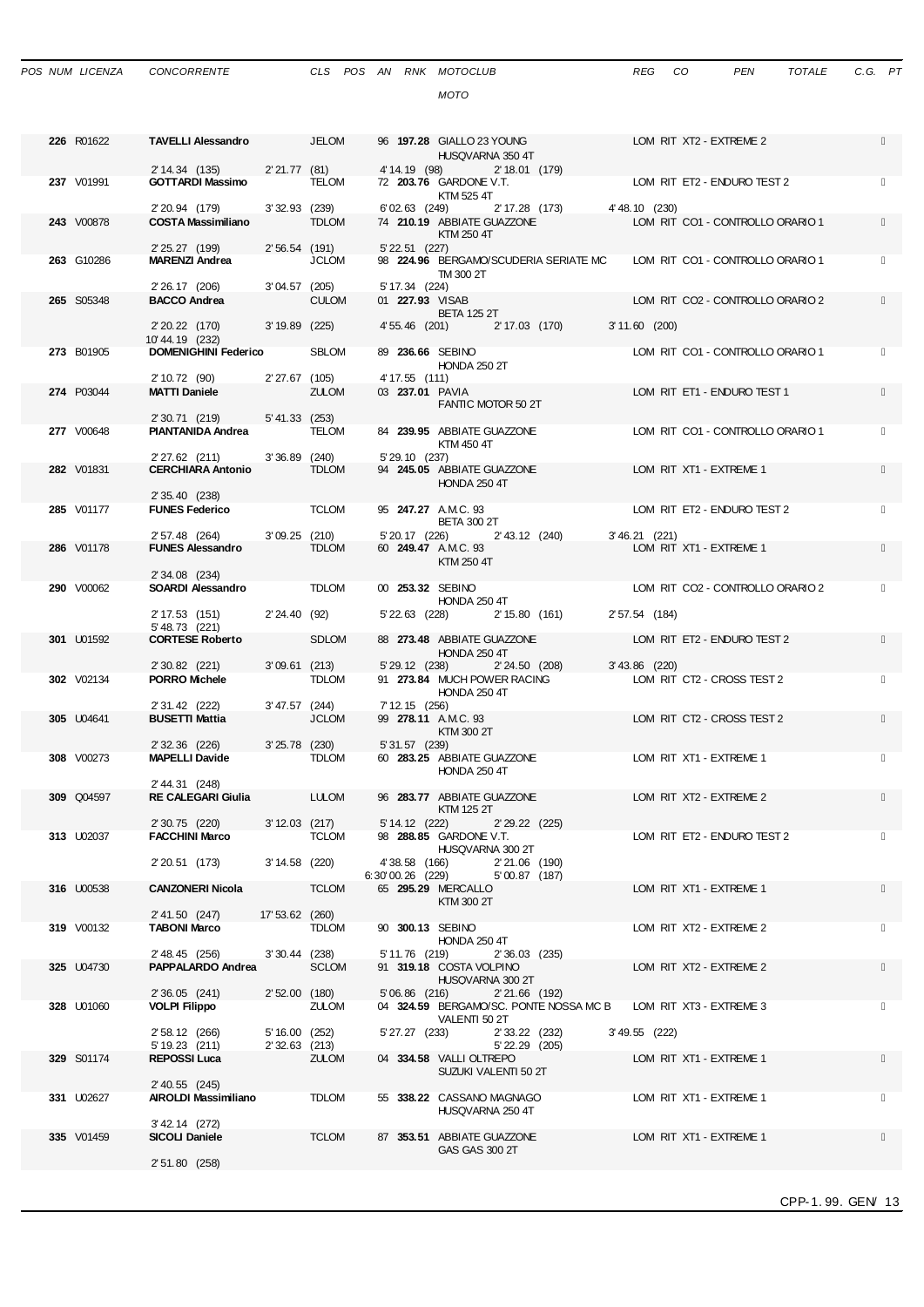| POS | NUM | LICENZA | CONCORRENTE | CLS | POS | AN | RNK | MOTOCLUB / MOTO | REG | CO | PEN | TOTALE | C.G. | PT |
|---|---|---|---|---|---|---|---|---|---|---|---|---|---|---|
| | 226 | R01622 | **TAVELLI Alessandro** | JELOM | | 96 | **197.28** | GIALLO 23 YOUNG / HUSQVARNA 350 4T | LOM | RIT | XT2 - EXTREME 2 | | | |
| | | | 2'14.34 (135) | 2'21.77 (81) | | 4'14.19 (98) | | 2'18.01 (179) | | | | | | |
| | 237 | V01991 | **GOTTARDI Massimo** | TELOM | | 72 | **203.76** | GARDONE V.T. / KTM 525 4T | LOM | RIT | ET2 - ENDURO TEST 2 | | | |
| | | | 2'20.94 (179) | 3'32.93 (239) | | 6'02.63 (249) | | 2'17.28 (173) | 4'48.10 (230) | | | | | |
| | 243 | V00878 | **COSTA Massimiliano** | TDLOM | | 74 | **210.19** | ABBIATE GUAZZONE / KTM 250 4T | LOM | RIT | CO1 - CONTROLLO ORARIO 1 | | | |
| | | | 2'25.27 (199) | 2'56.54 (191) | | 5'22.51 (227) | | | | | | | | |
| | 263 | G10286 | **MARENZI Andrea** | JCLOM | | 98 | **224.96** | BERGAMO/SCUDERIA SERIATE MC / TM 300 2T | LOM | RIT | CO1 - CONTROLLO ORARIO 1 | | | |
| | | | 2'26.17 (206) | 3'04.57 (205) | | 5'17.34 (224) | | | | | | | | |
| | 265 | S05348 | **BACCO Andrea** | CULOM | | 01 | **227.93** | VISAB / BETA 125 2T | LOM | RIT | CO2 - CONTROLLO ORARIO 2 | | | |
| | | | 2'20.22 (170) 10'44.19 (232) | 3'19.89 (225) | | 4'55.46 (201) | | 2'17.03 (170) | 3'11.60 (200) | | | | | |
| | 273 | B01905 | **DOMENIGHINI Federico** | SBLOM | | 89 | **236.66** | SEBINO / HONDA 250 2T | LOM | RIT | CO1 - CONTROLLO ORARIO 1 | | | |
| | | | 2'10.72 (90) | 2'27.67 (105) | | 4'17.55 (111) | | | | | | | | |
| | 274 | P03044 | **MATTI Daniele** | ZULOM | | 03 | **237.01** | PAVIA / FANTIC MOTOR 50 2T | LOM | RIT | ET1 - ENDURO TEST 1 | | | |
| | | | 2'30.71 (219) | 5'41.33 (253) | | | | | | | | | | |
| | 277 | V00648 | **PIANTANIDA Andrea** | TELOM | | 84 | **239.95** | ABBIATE GUAZZONE / KTM 450 4T | LOM | RIT | CO1 - CONTROLLO ORARIO 1 | | | |
| | | | 2'27.62 (211) | 3'36.89 (240) | | 5'29.10 (237) | | | | | | | | |
| | 282 | V01831 | **CERCHIARA Antonio** | TDLOM | | 94 | **245.05** | ABBIATE GUAZZONE / HONDA 250 4T | LOM | RIT | XT1 - EXTREME 1 | | | |
| | | | 2'35.40 (238) | | | | | | | | | | | |
| | 285 | V01177 | **FUNES Federico** | TCLOM | | 95 | **247.27** | A.M.C. 93 / BETA 300 2T | LOM | RIT | ET2 - ENDURO TEST 2 | | | |
| | | | 2'57.48 (264) | 3'09.25 (210) | | 5'20.17 (226) | | 2'43.12 (240) | 3'46.21 (221) | | | | | |
| | 286 | V01178 | **FUNES Alessandro** | TDLOM | | 60 | **249.47** | A.M.C. 93 / KTM 250 4T | LOM | RIT | XT1 - EXTREME 1 | | | |
| | | | 2'34.08 (234) | | | | | | | | | | | |
| | 290 | V00062 | **SOARDI Alessandro** | TDLOM | | 00 | **253.32** | SEBINO / HONDA 250 4T | LOM | RIT | CO2 - CONTROLLO ORARIO 2 | | | |
| | | | 2'17.53 (151) 5'48.73 (221) | 2'24.40 (92) | | 5'22.63 (228) | | 2'15.80 (161) | 2'57.54 (184) | | | | | |
| | 301 | U01592 | **CORTESE Roberto** | SDLOM | | 88 | **273.48** | ABBIATE GUAZZONE / HONDA 250 4T | LOM | RIT | ET2 - ENDURO TEST 2 | | | |
| | | | 2'30.82 (221) | 3'09.61 (213) | | 5'29.12 (238) | | 2'24.50 (208) | 3'43.86 (220) | | | | | |
| | 302 | V02134 | **PORRO Michele** | TDLOM | | 91 | **273.84** | MUCH POWER RACING / HONDA 250 4T | LOM | RIT | CT2 - CROSS TEST 2 | | | |
| | | | 2'31.42 (222) | 3'47.57 (244) | | 7'12.15 (256) | | | | | | | | |
| | 305 | U04641 | **BUSETTI Mattia** | JCLOM | | 99 | **278.11** | A.M.C. 93 / KTM 300 2T | LOM | RIT | CT2 - CROSS TEST 2 | | | |
| | | | 2'32.36 (226) | 3'25.78 (230) | | 5'31.57 (239) | | | | | | | | |
| | 308 | V00273 | **MAPELLI Davide** | TDLOM | | 60 | **283.25** | ABBIATE GUAZZONE / HONDA 250 4T | LOM | RIT | XT1 - EXTREME 1 | | | |
| | | | 2'44.31 (248) | | | | | | | | | | | |
| | 309 | Q04597 | **RE CALEGARI Giulia** | LULOM | | 96 | **283.77** | ABBIATE GUAZZONE / KTM 125 2T | LOM | RIT | XT2 - EXTREME 2 | | | |
| | | | 2'30.75 (220) | 3'12.03 (217) | | 5'14.12 (222) | | 2'29.22 (225) | | | | | | |
| | 313 | U02037 | **FACCHINI Marco** | TCLOM | | 98 | **288.85** | GARDONE V.T. / HUSQVARNA 300 2T | LOM | RIT | ET2 - ENDURO TEST 2 | | | |
| | | | 2'20.51 (173) | 3'14.58 (220) | | 4'38.58 (166) 6:30'00.26 (229) | | 2'21.06 (190) 5'00.87 (187) | | | | | | |
| | 316 | U00538 | **CANZONERI Nicola** | TCLOM | | 65 | **295.29** | MERCALLO / KTM 300 2T | LOM | RIT | XT1 - EXTREME 1 | | | |
| | | | 2'41.50 (247) | 17'53.62 (260) | | | | | | | | | | |
| | 319 | V00132 | **TABONI Marco** | TDLOM | | 90 | **300.13** | SEBINO / HONDA 250 4T | LOM | RIT | XT2 - EXTREME 2 | | | |
| | | | 2'48.45 (256) | 3'30.44 (238) | | 5'11.76 (219) | | 2'36.03 (235) | | | | | | |
| | 325 | U04730 | **PAPPALARDO Andrea** | SCLOM | | 91 | **319.18** | COSTA VOLPINO / HUSQVARNA 300 2T | LOM | RIT | XT2 - EXTREME 2 | | | |
| | | | 2'36.05 (241) | 2'52.00 (180) | | 5'06.86 (216) | | 2'21.66 (192) | | | | | | |
| | 328 | U01060 | **VOLPI Filippo** | ZULOM | | 04 | **324.59** | BERGAMO/SC. PONTE NOSSA MC B / VALENTI 50 2T | LOM | RIT | XT3 - EXTREME 3 | | | |
| | | | 2'58.12 (266) 5'19.23 (211) | 5'16.00 (252) 2'32.63 (213) | | 5'27.27 (233) | | 2'33.22 (232) 5'22.29 (205) | 3'49.55 (222) | | | | | |
| | 329 | S01174 | **REPOSSI Luca** | ZULOM | | 04 | **334.58** | VALLI OLTREPO / SUZUKI VALENTI 50 2T | LOM | RIT | XT1 - EXTREME 1 | | | |
| | | | 2'40.55 (245) | | | | | | | | | | | |
| | 331 | U02627 | **AIROLDI Massimiliano** | TDLOM | | 55 | **338.22** | CASSANO MAGNAGO / HUSQVARNA 250 4T | LOM | RIT | XT1 - EXTREME 1 | | | |
| | | | 3'42.14 (272) | | | | | | | | | | | |
| | 335 | V01459 | **SICOLI Daniele** | TCLOM | | 87 | **353.51** | ABBIATE GUAZZONE / GAS GAS 300 2T | LOM | RIT | XT1 - EXTREME 1 | | | |
| | | | 2'51.80 (258) | | | | | | | | | | | |

CPP-1.99. GEN/ 13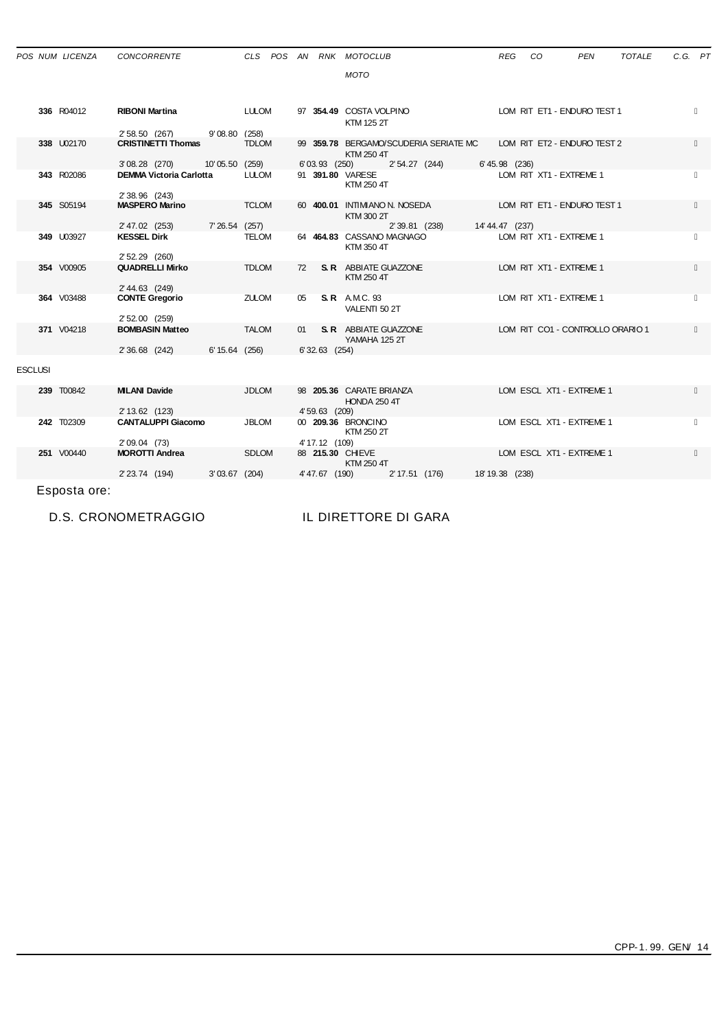| POS | NUM | LICENZA | CONCORRENTE | CLS | POS | AN | RNK | MOTOCLUB / MOTO | REG | CO | PEN | TOTALE | C.G. | PT |
|---|---|---|---|---|---|---|---|---|---|---|---|---|---|---|
| | 336 | R04012 | **RIBONI Martina** | LULOM | | 97 | **354.49** | COSTA VOLPINO / KTM 125 2T | LOM | RIT | ET1 - ENDURO TEST 1 | | | |
| | | | 2'58.50 (267) 9'08.80 (258) | | | | | | | | | | | |
| | 338 | U02170 | **CRISTINETTI Thomas** | TDLOM | | 99 | **359.78** | BERGAMO/SCUDERIA SERIATE MC / KTM 250 4T | LOM | RIT | ET2 - ENDURO TEST 2 | | | |
| | | | 3'08.28 (270) 10'05.50 (259) | | | 6'03.93 (250) | | 2'54.27 (244) | 6'45.98 (236) | | | | | |
| | 343 | R02086 | **DEMMA Victoria Carlotta** | LULOM | | 91 | **391.80** | VARESE / KTM 250 4T | LOM | RIT | XT1 - EXTREME 1 | | | |
| | | | 2'38.96 (243) | | | | | | | | | | | |
| | 345 | S05194 | **MASPERO Marino** | TCLOM | | 60 | **400.01** | INTIMIANO N. NOSEDA / KTM 300 2T | LOM | RIT | ET1 - ENDURO TEST 1 | | | |
| | | | 2'47.02 (253) 7'26.54 (257) | | | | | 2'39.81 (238) | 14'44.47 (237) | | | | | |
| | 349 | U03927 | **KESSEL Dirk** | TELOM | | 64 | **464.83** | CASSANO MAGNAGO / KTM 350 4T | LOM | RIT | XT1 - EXTREME 1 | | | |
| | | | 2'52.29 (260) | | | | | | | | | | | |
| | 354 | V00905 | **QUADRELLI Mirko** | TDLOM | | 72 | **S. R** | ABBIATE GUAZZONE / KTM 250 4T | LOM | RIT | XT1 - EXTREME 1 | | | |
| | | | 2'44.63 (249) | | | | | | | | | | | |
| | 364 | V03488 | **CONTE Gregorio** | ZULOM | | 05 | **S. R** | A.M.C. 93 / VALENTI 50 2T | LOM | RIT | XT1 - EXTREME 1 | | | |
| | | | 2'52.00 (259) | | | | | | | | | | | |
| | 371 | V04218 | **BOMBASIN Matteo** | TALOM | | 01 | **S. R** | ABBIATE GUAZZONE / YAMAHA 125 2T | LOM | RIT | CO1 - CONTROLLO ORARIO 1 | | | |
| | | | 2'36.68 (242) 6'15.64 (256) | | | 6'32.63 (254) | | | | | | | | |

ESCLUSI

| POS | NUM | LICENZA | CONCORRENTE | CLS | POS | AN | RNK | MOTOCLUB / MOTO | REG | CO | PEN | TOTALE | C.G. | PT |
|---|---|---|---|---|---|---|---|---|---|---|---|---|---|---|
| | 239 | T00842 | **MILANI Davide** | JDLOM | | 98 | **205.36** | CARATE BRIANZA / HONDA 250 4T | LOM | ESCL | XT1 - EXTREME 1 | | | |
| | | | 2'13.62 (123) | | | 4'59.63 (209) | | | | | | | | |
| | 242 | T02309 | **CANTALUPPI Giacomo** | JBLOM | | 00 | **209.36** | BRONCINO / KTM 250 2T | LOM | ESCL | XT1 - EXTREME 1 | | | |
| | | | 2'09.04 (73) | | | 4'17.12 (109) | | | | | | | | |
| | 251 | V00440 | **MOROTTI Andrea** | SDLOM | | 88 | **215.30** | CHIEVE / KTM 250 4T | LOM | ESCL | XT1 - EXTREME 1 | | | |
| | | | 2'23.74 (194) 3'03.67 (204) | | | 4'47.67 (190) | | 2'17.51 (176) | 18'19.38 (238) | | | | | |

Esposta ore:

D.S. CRONOMETRAGGIO

IL DIRETTORE DI GARA

CPP-1.99.GEN/14